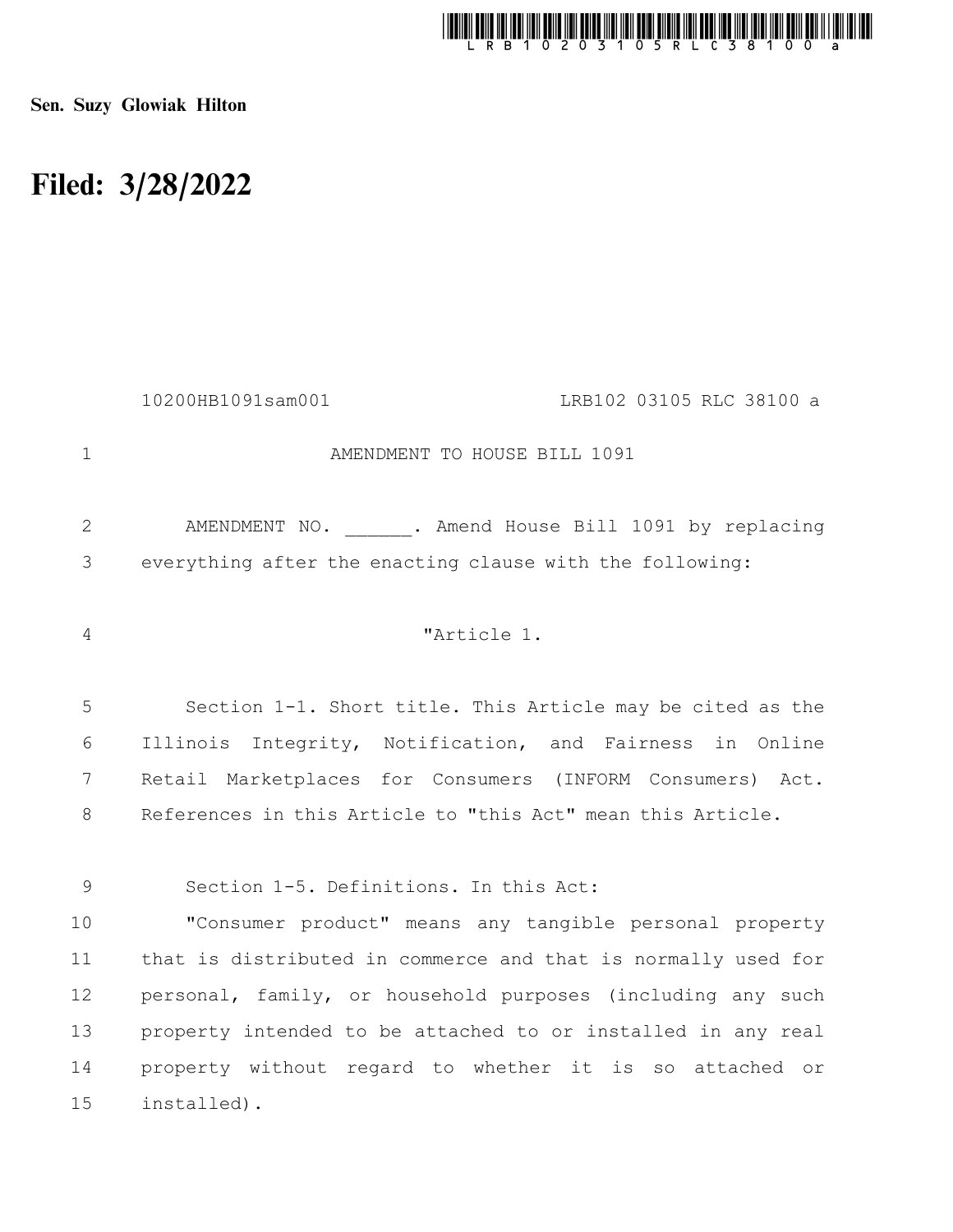**Sen. Suzy Glowiak Hilton**

# Filed: 3/28/2022

10200HB1091sam001 LRB102 03105 RLC 38100 a

AMENDMENT TO HOUSE BILL 1091

AMENDMENT NO. ______. Amend House Bill 1091 by replacing everything after the enacting clause with the following:

"Article 1.

Section 1-1. Short title. This Article may be cited as the Illinois Integrity, Notification, and Fairness in Online Retail Marketplaces for Consumers (INFORM Consumers) Act. References in this Article to "this Act" mean this Article.

Section 1-5. Definitions. In this Act:

"Consumer product" means any tangible personal property that is distributed in commerce and that is normally used for personal, family, or household purposes (including any such property intended to be attached to or installed in any real property without regard to whether it is so attached or installed).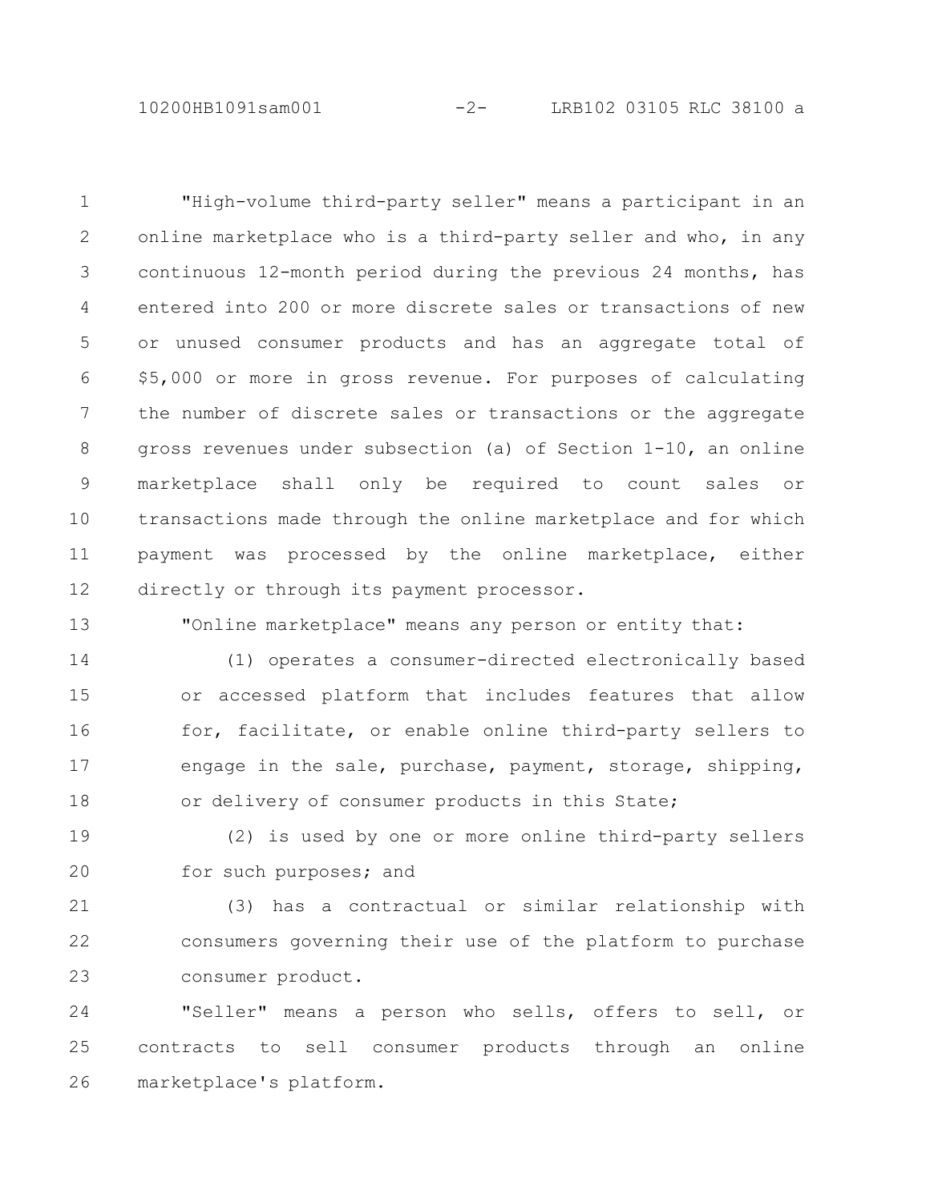"High-volume third-party seller" means a participant in an online marketplace who is a third-party seller and who, in any continuous 12-month period during the previous 24 months, has entered into 200 or more discrete sales or transactions of new or unused consumer products and has an aggregate total of $5,000 or more in gross revenue. For purposes of calculating the number of discrete sales or transactions or the aggregate gross revenues under subsection (a) of Section 1-10, an online marketplace shall only be required to count sales or transactions made through the online marketplace and for which payment was processed by the online marketplace, either directly or through its payment processor.

"Online marketplace" means any person or entity that:

(1) operates a consumer-directed electronically based or accessed platform that includes features that allow for, facilitate, or enable online third-party sellers to engage in the sale, purchase, payment, storage, shipping, or delivery of consumer products in this State;

(2) is used by one or more online third-party sellers for such purposes; and

(3) has a contractual or similar relationship with consumers governing their use of the platform to purchase consumer product.

"Seller" means a person who sells, offers to sell, or contracts to sell consumer products through an online marketplace's platform.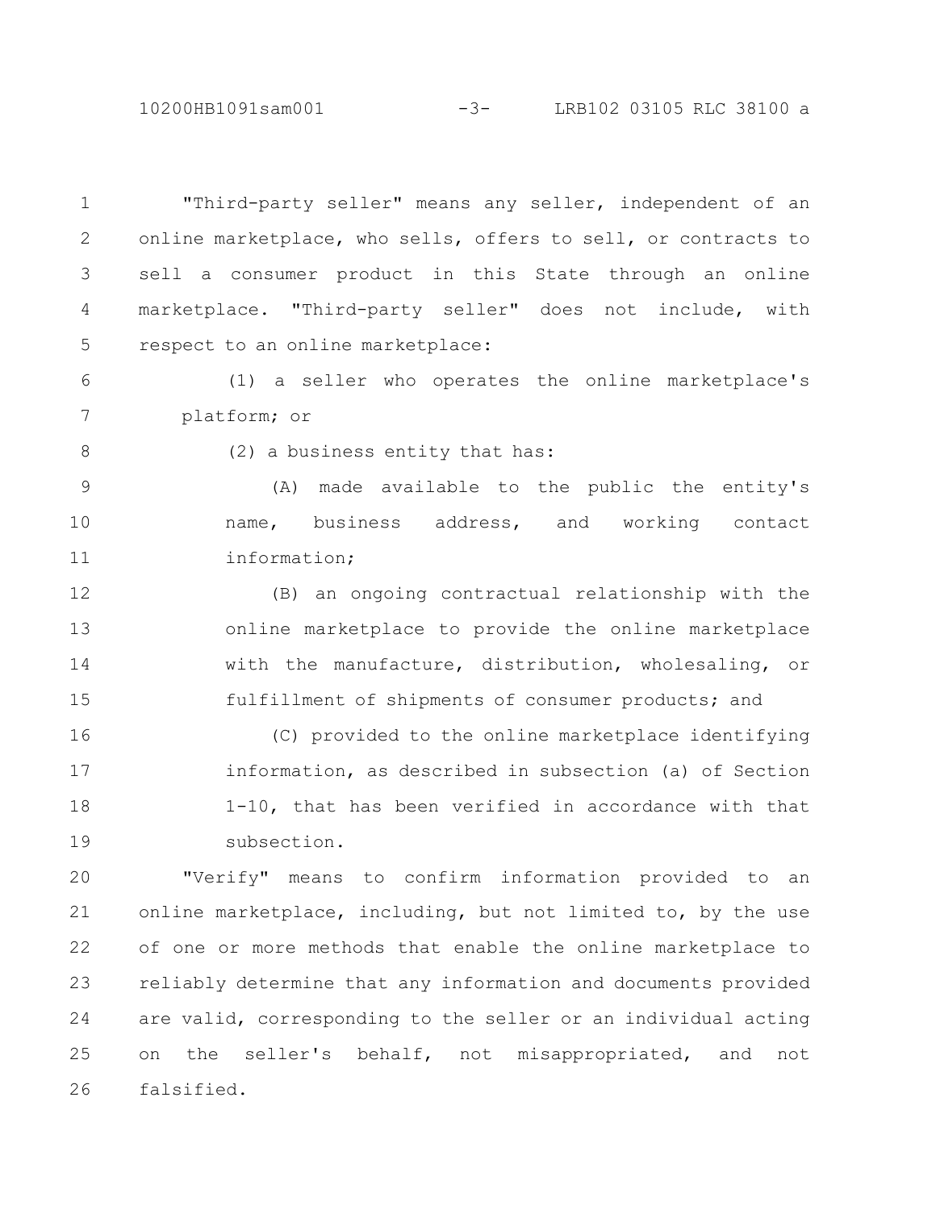"Third-party seller" means any seller, independent of an online marketplace, who sells, offers to sell, or contracts to sell a consumer product in this State through an online marketplace. "Third-party seller" does not include, with respect to an online marketplace:

(1) a seller who operates the online marketplace's platform; or

(2) a business entity that has:

(A) made available to the public the entity's name, business address, and working contact information;

(B) an ongoing contractual relationship with the online marketplace to provide the online marketplace with the manufacture, distribution, wholesaling, or fulfillment of shipments of consumer products; and

(C) provided to the online marketplace identifying information, as described in subsection (a) of Section 1-10, that has been verified in accordance with that subsection.

"Verify" means to confirm information provided to an online marketplace, including, but not limited to, by the use of one or more methods that enable the online marketplace to reliably determine that any information and documents provided are valid, corresponding to the seller or an individual acting on the seller's behalf, not misappropriated, and not falsified.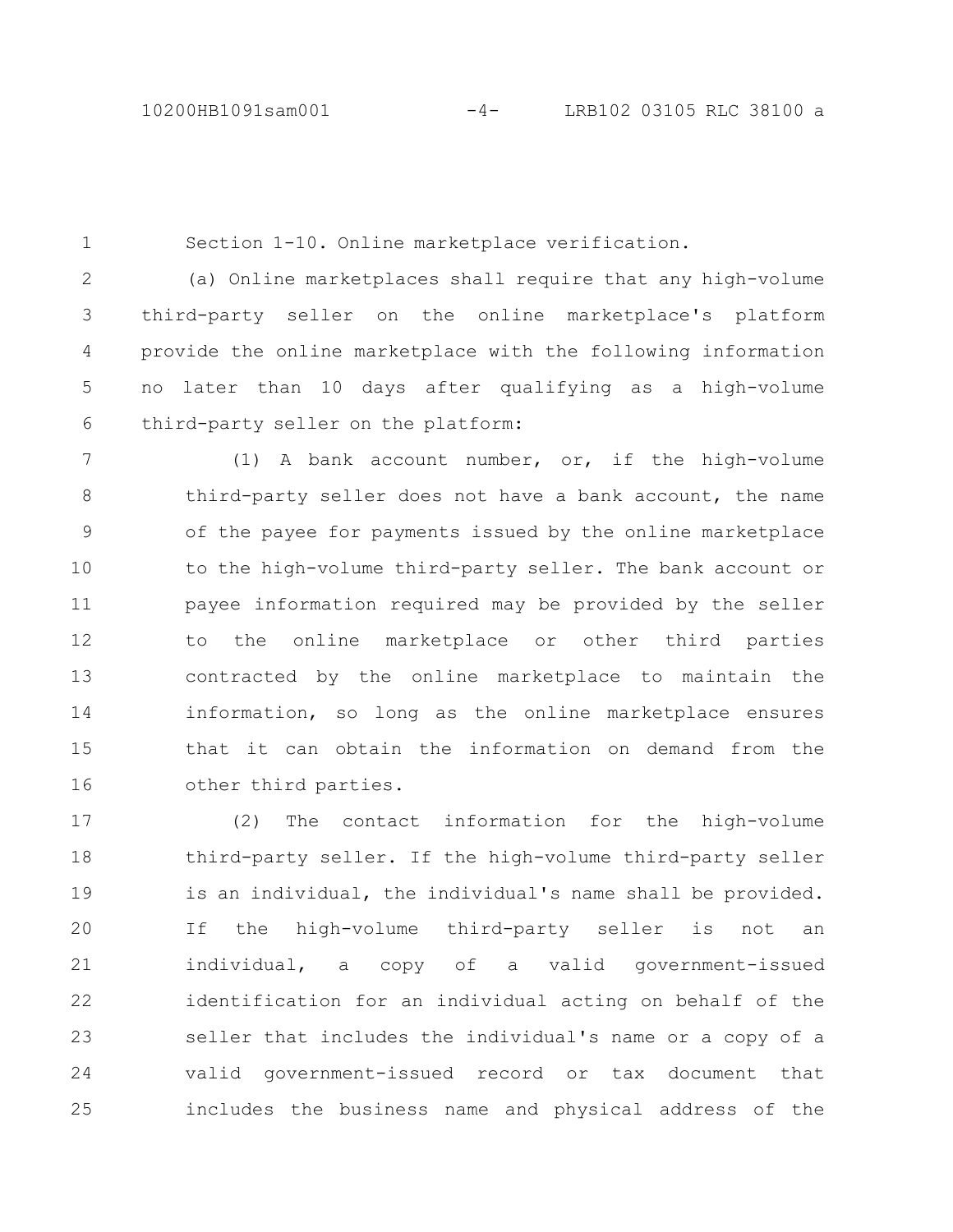Section 1-10. Online marketplace verification.

(a) Online marketplaces shall require that any high-volume third-party seller on the online marketplace's platform provide the online marketplace with the following information no later than 10 days after qualifying as a high-volume third-party seller on the platform:

(1) A bank account number, or, if the high-volume third-party seller does not have a bank account, the name of the payee for payments issued by the online marketplace to the high-volume third-party seller. The bank account or payee information required may be provided by the seller to the online marketplace or other third parties contracted by the online marketplace to maintain the information, so long as the online marketplace ensures that it can obtain the information on demand from the other third parties.

(2) The contact information for the high-volume third-party seller. If the high-volume third-party seller is an individual, the individual's name shall be provided. If the high-volume third-party seller is not an individual, a copy of a valid government-issued identification for an individual acting on behalf of the seller that includes the individual's name or a copy of a valid government-issued record or tax document that includes the business name and physical address of the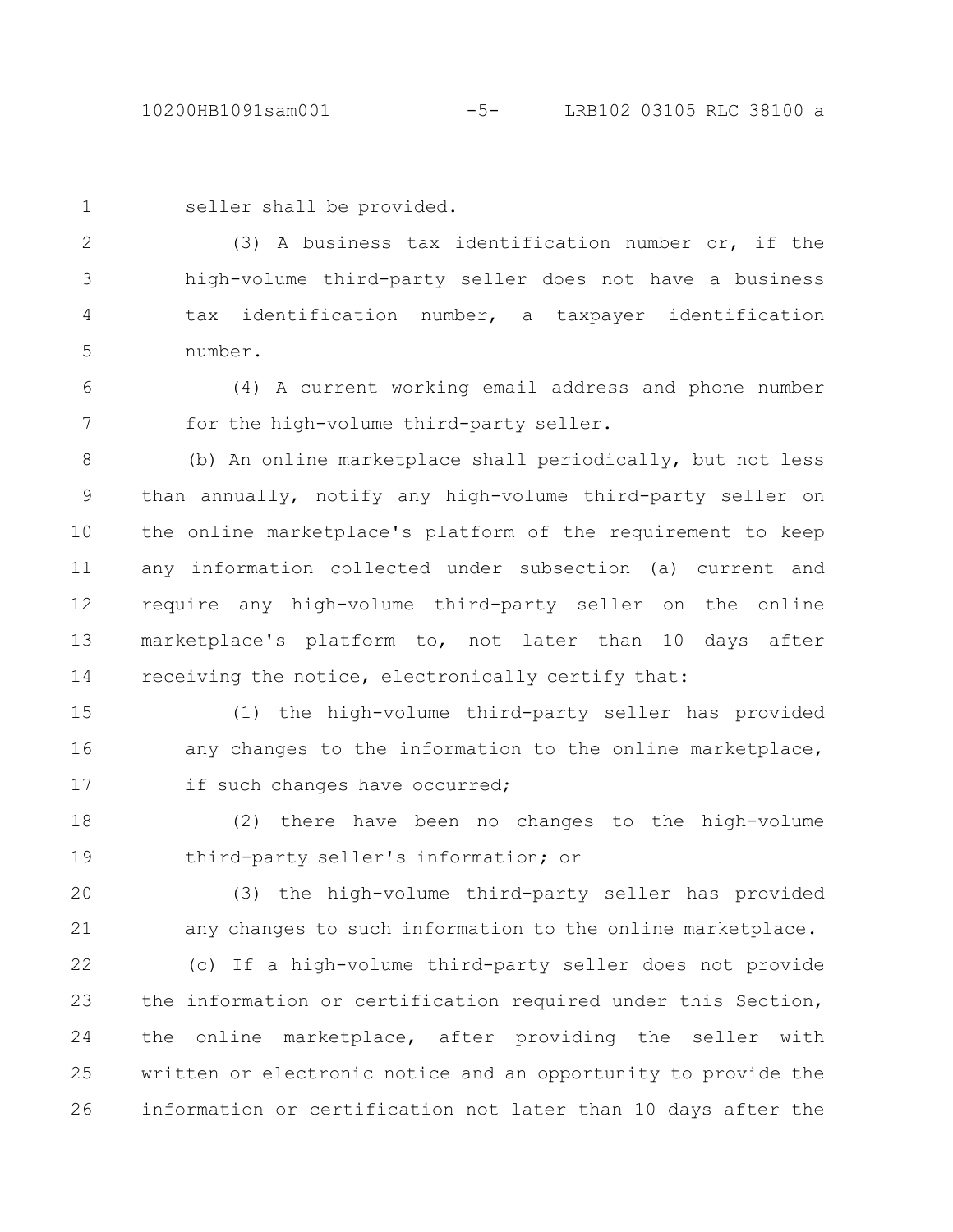seller shall be provided.

(3) A business tax identification number or, if the high-volume third-party seller does not have a business tax identification number, a taxpayer identification number.

(4) A current working email address and phone number for the high-volume third-party seller.

(b) An online marketplace shall periodically, but not less than annually, notify any high-volume third-party seller on the online marketplace's platform of the requirement to keep any information collected under subsection (a) current and require any high-volume third-party seller on the online marketplace's platform to, not later than 10 days after receiving the notice, electronically certify that:

(1) the high-volume third-party seller has provided any changes to the information to the online marketplace, if such changes have occurred;

(2) there have been no changes to the high-volume third-party seller's information; or

(3) the high-volume third-party seller has provided any changes to such information to the online marketplace.

(c) If a high-volume third-party seller does not provide the information or certification required under this Section, the online marketplace, after providing the seller with written or electronic notice and an opportunity to provide the information or certification not later than 10 days after the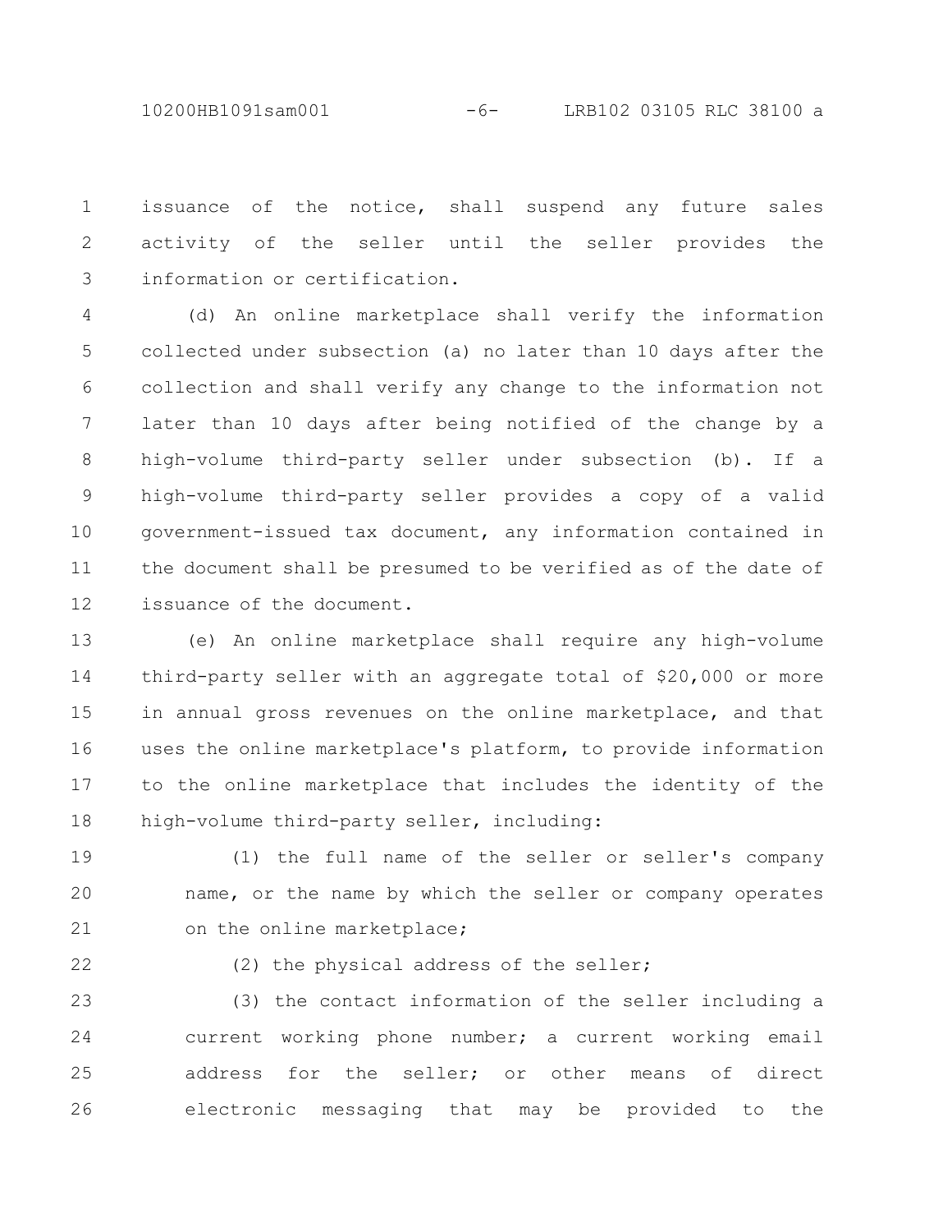issuance of the notice, shall suspend any future sales activity of the seller until the seller provides the information or certification.

(d) An online marketplace shall verify the information collected under subsection (a) no later than 10 days after the collection and shall verify any change to the information not later than 10 days after being notified of the change by a high-volume third-party seller under subsection (b). If a high-volume third-party seller provides a copy of a valid government-issued tax document, any information contained in the document shall be presumed to be verified as of the date of issuance of the document.

(e) An online marketplace shall require any high-volume third-party seller with an aggregate total of $20,000 or more in annual gross revenues on the online marketplace, and that uses the online marketplace's platform, to provide information to the online marketplace that includes the identity of the high-volume third-party seller, including:

(1) the full name of the seller or seller's company name, or the name by which the seller or company operates on the online marketplace;

(2) the physical address of the seller;

(3) the contact information of the seller including a current working phone number; a current working email address for the seller; or other means of direct electronic messaging that may be provided to the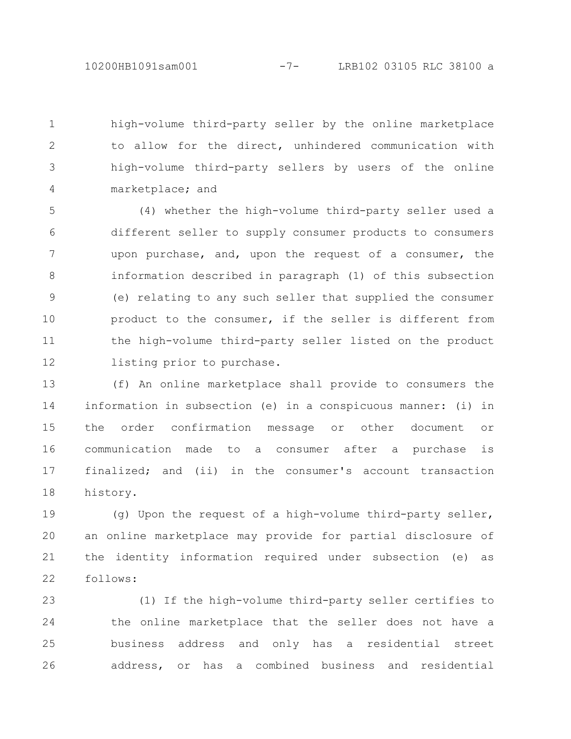high-volume third-party seller by the online marketplace to allow for the direct, unhindered communication with high-volume third-party sellers by users of the online marketplace; and

(4) whether the high-volume third-party seller used a different seller to supply consumer products to consumers upon purchase, and, upon the request of a consumer, the information described in paragraph (1) of this subsection (e) relating to any such seller that supplied the consumer product to the consumer, if the seller is different from the high-volume third-party seller listed on the product listing prior to purchase.

(f) An online marketplace shall provide to consumers the information in subsection (e) in a conspicuous manner: (i) in the order confirmation message or other document or communication made to a consumer after a purchase is finalized; and (ii) in the consumer's account transaction history.

(g) Upon the request of a high-volume third-party seller, an online marketplace may provide for partial disclosure of the identity information required under subsection (e) as follows:

(1) If the high-volume third-party seller certifies to the online marketplace that the seller does not have a business address and only has a residential street address, or has a combined business and residential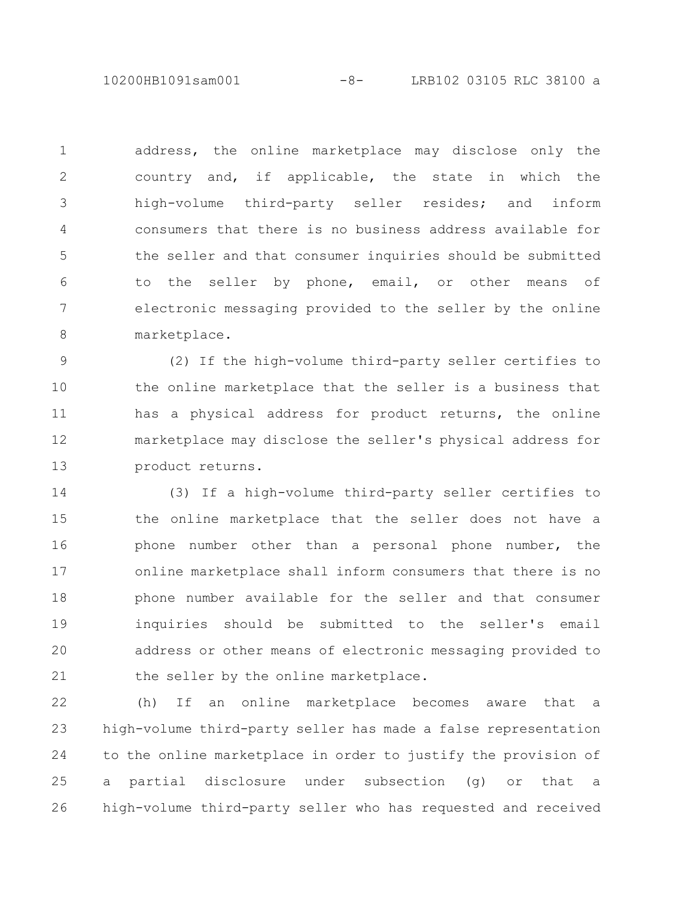address, the online marketplace may disclose only the country and, if applicable, the state in which the high-volume third-party seller resides; and inform consumers that there is no business address available for the seller and that consumer inquiries should be submitted to the seller by phone, email, or other means of electronic messaging provided to the seller by the online marketplace.

(2) If the high-volume third-party seller certifies to the online marketplace that the seller is a business that has a physical address for product returns, the online marketplace may disclose the seller's physical address for product returns.

(3) If a high-volume third-party seller certifies to the online marketplace that the seller does not have a phone number other than a personal phone number, the online marketplace shall inform consumers that there is no phone number available for the seller and that consumer inquiries should be submitted to the seller's email address or other means of electronic messaging provided to the seller by the online marketplace.

(h) If an online marketplace becomes aware that a high-volume third-party seller has made a false representation to the online marketplace in order to justify the provision of a partial disclosure under subsection (g) or that a high-volume third-party seller who has requested and received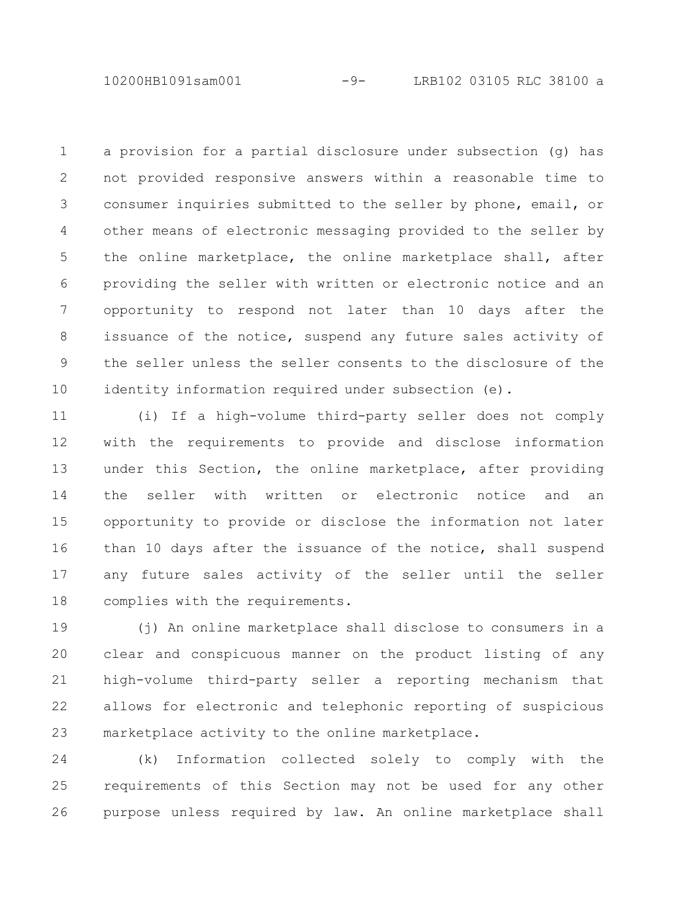a provision for a partial disclosure under subsection (g) has not provided responsive answers within a reasonable time to consumer inquiries submitted to the seller by phone, email, or other means of electronic messaging provided to the seller by the online marketplace, the online marketplace shall, after providing the seller with written or electronic notice and an opportunity to respond not later than 10 days after the issuance of the notice, suspend any future sales activity of the seller unless the seller consents to the disclosure of the identity information required under subsection (e).

(i) If a high-volume third-party seller does not comply with the requirements to provide and disclose information under this Section, the online marketplace, after providing the seller with written or electronic notice and an opportunity to provide or disclose the information not later than 10 days after the issuance of the notice, shall suspend any future sales activity of the seller until the seller complies with the requirements.

(j) An online marketplace shall disclose to consumers in a clear and conspicuous manner on the product listing of any high-volume third-party seller a reporting mechanism that allows for electronic and telephonic reporting of suspicious marketplace activity to the online marketplace.

(k) Information collected solely to comply with the requirements of this Section may not be used for any other purpose unless required by law. An online marketplace shall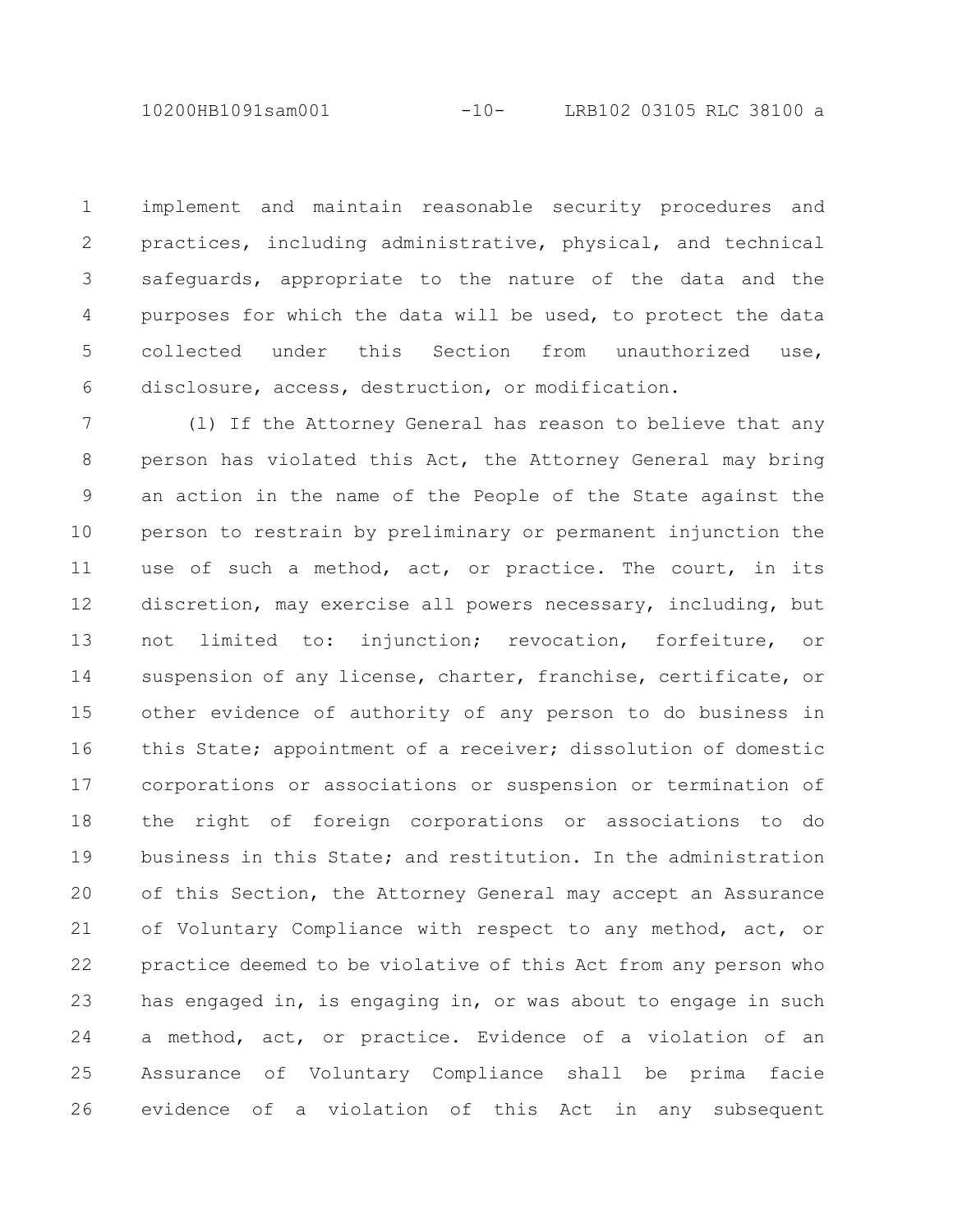implement and maintain reasonable security procedures and practices, including administrative, physical, and technical safeguards, appropriate to the nature of the data and the purposes for which the data will be used, to protect the data collected under this Section from unauthorized use, disclosure, access, destruction, or modification.

(l) If the Attorney General has reason to believe that any person has violated this Act, the Attorney General may bring an action in the name of the People of the State against the person to restrain by preliminary or permanent injunction the use of such a method, act, or practice. The court, in its discretion, may exercise all powers necessary, including, but not limited to: injunction; revocation, forfeiture, or suspension of any license, charter, franchise, certificate, or other evidence of authority of any person to do business in this State; appointment of a receiver; dissolution of domestic corporations or associations or suspension or termination of the right of foreign corporations or associations to do business in this State; and restitution. In the administration of this Section, the Attorney General may accept an Assurance of Voluntary Compliance with respect to any method, act, or practice deemed to be violative of this Act from any person who has engaged in, is engaging in, or was about to engage in such a method, act, or practice. Evidence of a violation of an Assurance of Voluntary Compliance shall be prima facie evidence of a violation of this Act in any subsequent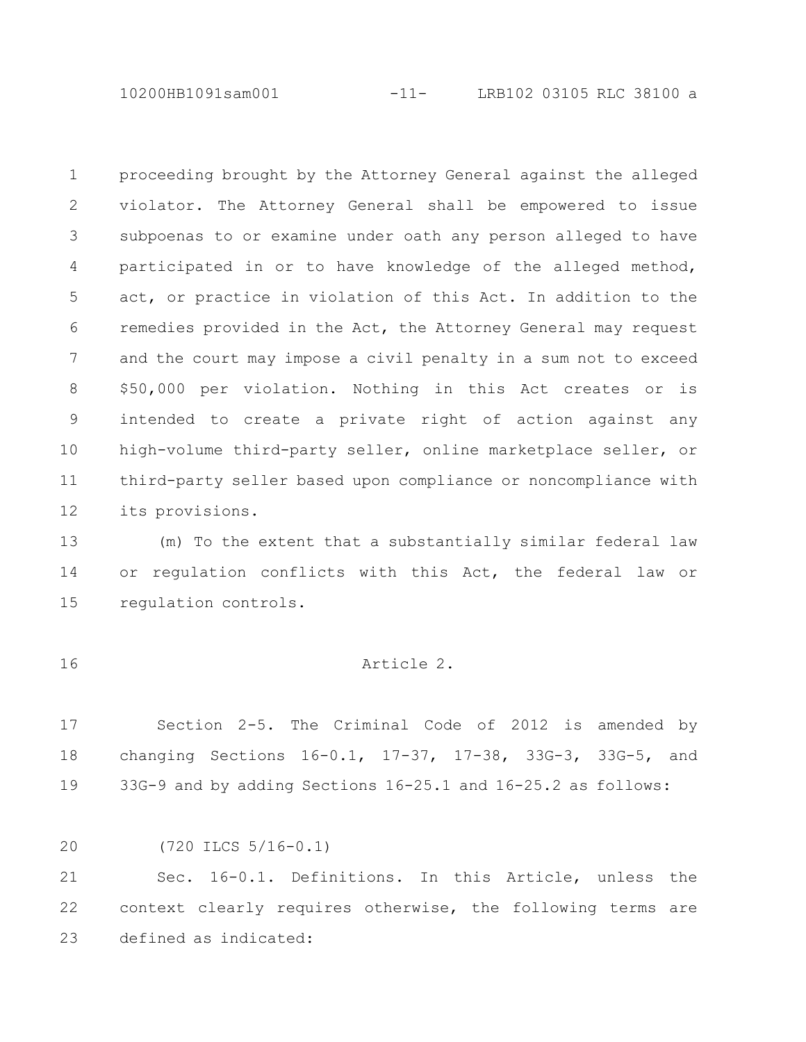proceeding brought by the Attorney General against the alleged violator. The Attorney General shall be empowered to issue subpoenas to or examine under oath any person alleged to have participated in or to have knowledge of the alleged method, act, or practice in violation of this Act. In addition to the remedies provided in the Act, the Attorney General may request and the court may impose a civil penalty in a sum not to exceed $50,000 per violation. Nothing in this Act creates or is intended to create a private right of action against any high-volume third-party seller, online marketplace seller, or third-party seller based upon compliance or noncompliance with its provisions.

(m) To the extent that a substantially similar federal law or regulation conflicts with this Act, the federal law or regulation controls.

Article 2.

Section 2-5. The Criminal Code of 2012 is amended by changing Sections 16-0.1, 17-37, 17-38, 33G-3, 33G-5, and 33G-9 and by adding Sections 16-25.1 and 16-25.2 as follows:

(720 ILCS 5/16-0.1)

Sec. 16-0.1. Definitions. In this Article, unless the context clearly requires otherwise, the following terms are defined as indicated: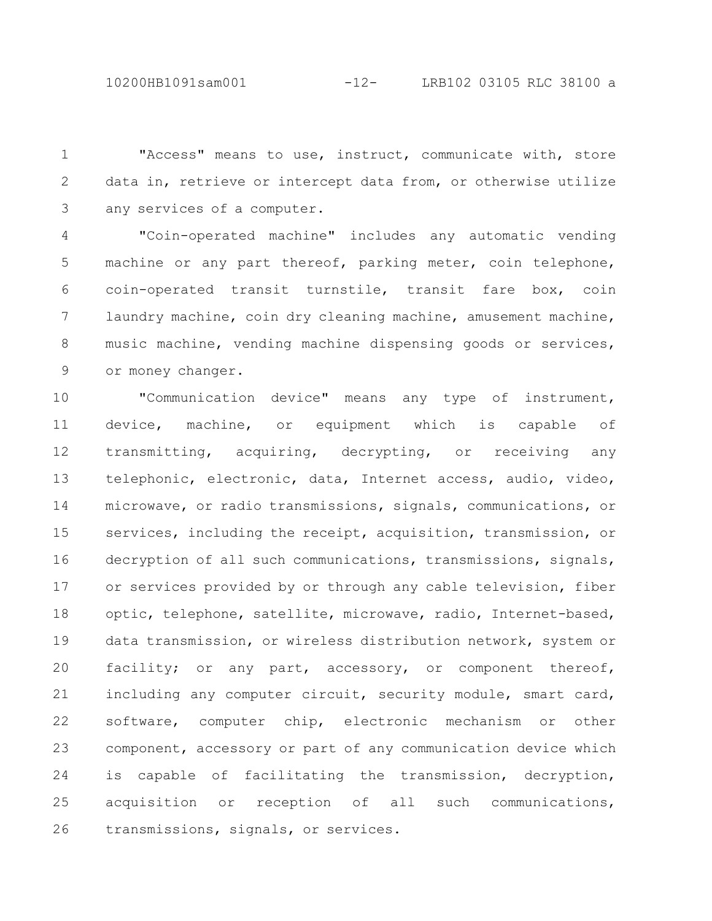"Access" means to use, instruct, communicate with, store data in, retrieve or intercept data from, or otherwise utilize any services of a computer.

"Coin-operated machine" includes any automatic vending machine or any part thereof, parking meter, coin telephone, coin-operated transit turnstile, transit fare box, coin laundry machine, coin dry cleaning machine, amusement machine, music machine, vending machine dispensing goods or services, or money changer.

"Communication device" means any type of instrument, device, machine, or equipment which is capable of transmitting, acquiring, decrypting, or receiving any telephonic, electronic, data, Internet access, audio, video, microwave, or radio transmissions, signals, communications, or services, including the receipt, acquisition, transmission, or decryption of all such communications, transmissions, signals, or services provided by or through any cable television, fiber optic, telephone, satellite, microwave, radio, Internet-based, data transmission, or wireless distribution network, system or facility; or any part, accessory, or component thereof, including any computer circuit, security module, smart card, software, computer chip, electronic mechanism or other component, accessory or part of any communication device which is capable of facilitating the transmission, decryption, acquisition or reception of all such communications, transmissions, signals, or services.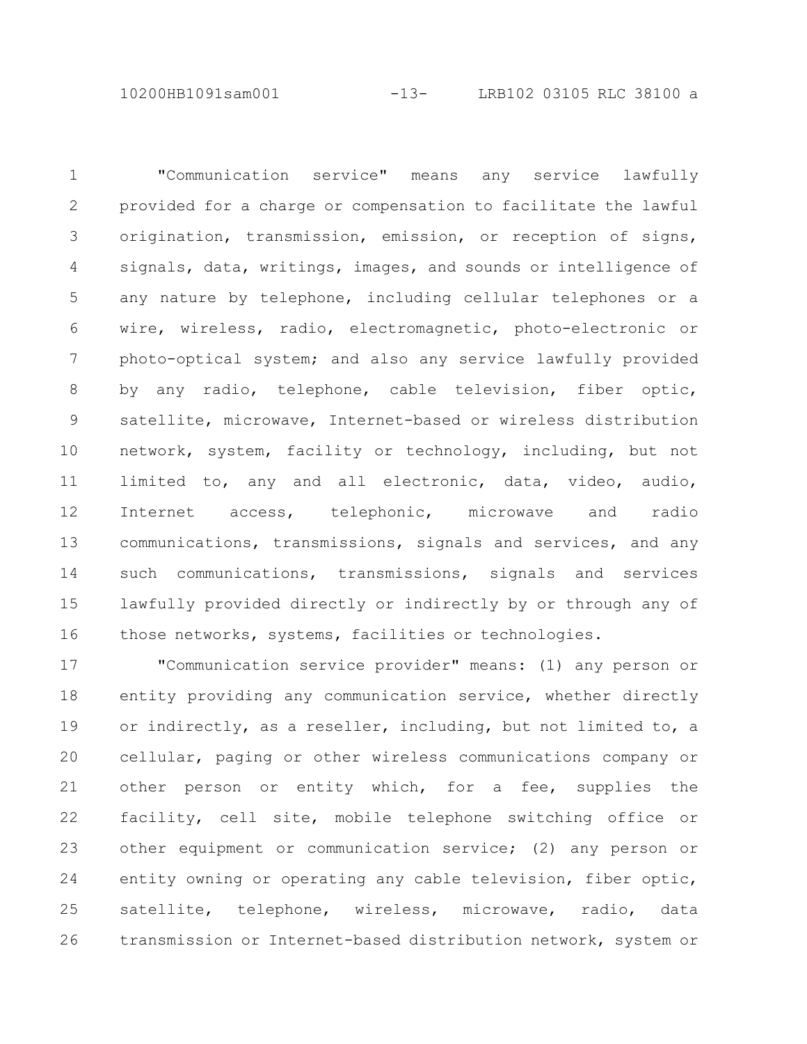"Communication service" means any service lawfully provided for a charge or compensation to facilitate the lawful origination, transmission, emission, or reception of signs, signals, data, writings, images, and sounds or intelligence of any nature by telephone, including cellular telephones or a wire, wireless, radio, electromagnetic, photo-electronic or photo-optical system; and also any service lawfully provided by any radio, telephone, cable television, fiber optic, satellite, microwave, Internet-based or wireless distribution network, system, facility or technology, including, but not limited to, any and all electronic, data, video, audio, Internet access, telephonic, microwave and radio communications, transmissions, signals and services, and any such communications, transmissions, signals and services lawfully provided directly or indirectly by or through any of those networks, systems, facilities or technologies.

"Communication service provider" means: (1) any person or entity providing any communication service, whether directly or indirectly, as a reseller, including, but not limited to, a cellular, paging or other wireless communications company or other person or entity which, for a fee, supplies the facility, cell site, mobile telephone switching office or other equipment or communication service; (2) any person or entity owning or operating any cable television, fiber optic, satellite, telephone, wireless, microwave, radio, data transmission or Internet-based distribution network, system or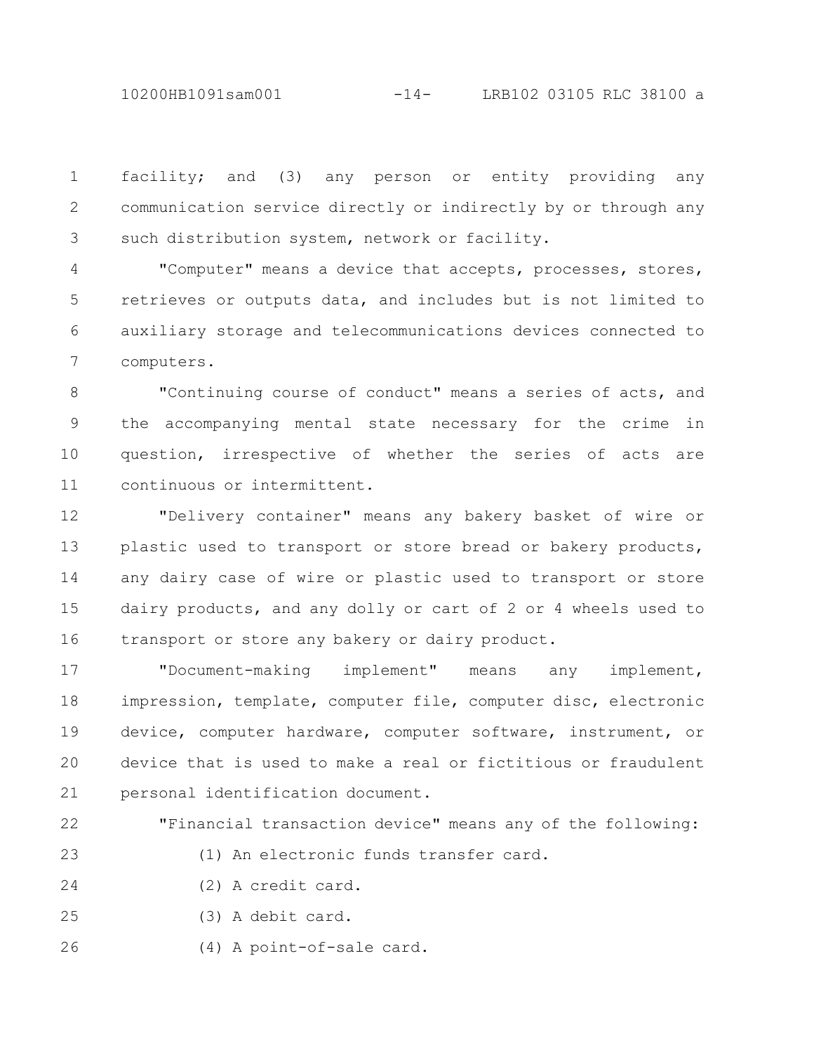facility; and (3) any person or entity providing any communication service directly or indirectly by or through any such distribution system, network or facility.

"Computer" means a device that accepts, processes, stores, retrieves or outputs data, and includes but is not limited to auxiliary storage and telecommunications devices connected to computers.

"Continuing course of conduct" means a series of acts, and the accompanying mental state necessary for the crime in question, irrespective of whether the series of acts are continuous or intermittent.

"Delivery container" means any bakery basket of wire or plastic used to transport or store bread or bakery products, any dairy case of wire or plastic used to transport or store dairy products, and any dolly or cart of 2 or 4 wheels used to transport or store any bakery or dairy product.

"Document-making implement" means any implement, impression, template, computer file, computer disc, electronic device, computer hardware, computer software, instrument, or device that is used to make a real or fictitious or fraudulent personal identification document.

"Financial transaction device" means any of the following:

(1) An electronic funds transfer card.

(2) A credit card.

(3) A debit card.

(4) A point-of-sale card.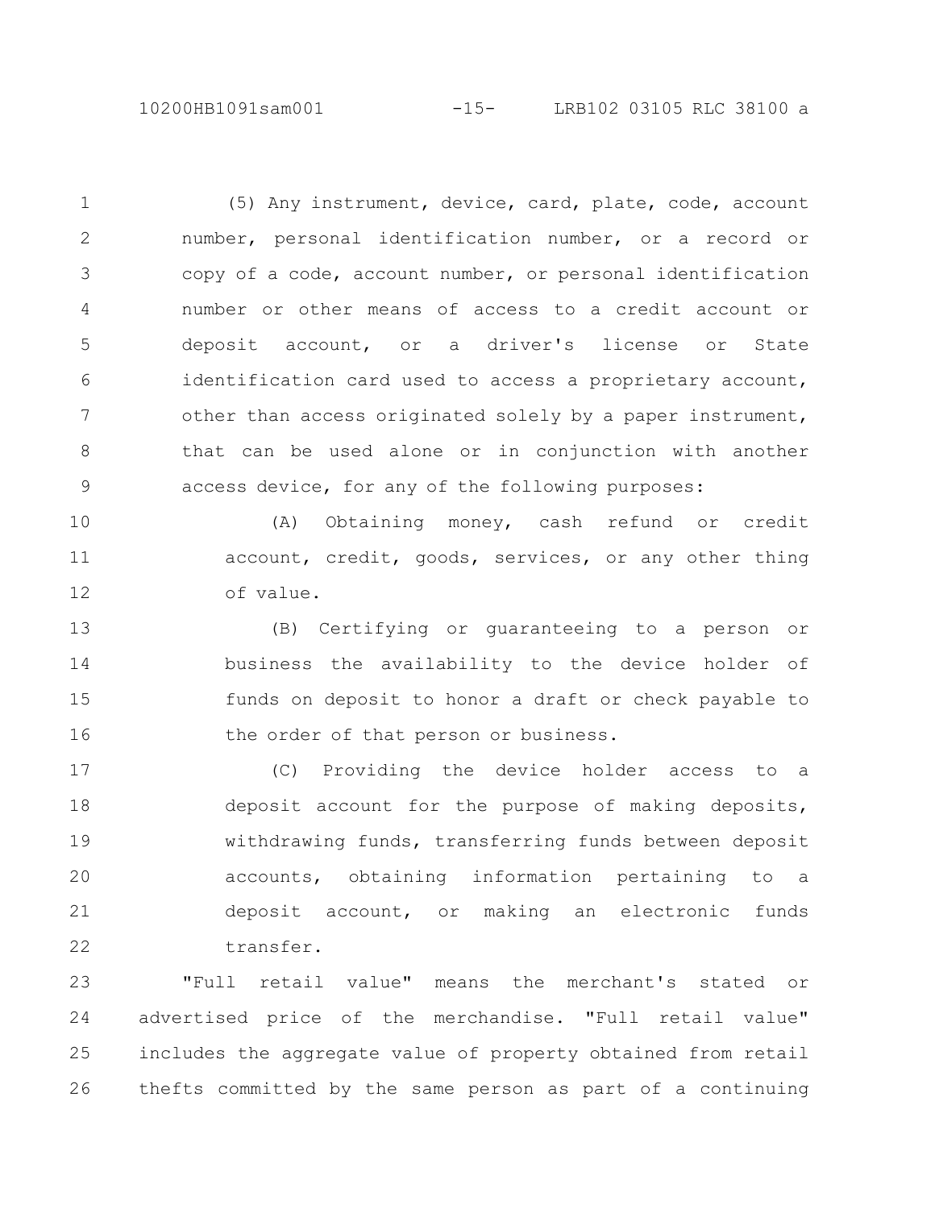(5) Any instrument, device, card, plate, code, account number, personal identification number, or a record or copy of a code, account number, or personal identification number or other means of access to a credit account or deposit account, or a driver's license or State identification card used to access a proprietary account, other than access originated solely by a paper instrument, that can be used alone or in conjunction with another access device, for any of the following purposes:

(A) Obtaining money, cash refund or credit account, credit, goods, services, or any other thing of value.

(B) Certifying or guaranteeing to a person or business the availability to the device holder of funds on deposit to honor a draft or check payable to the order of that person or business.

(C) Providing the device holder access to a deposit account for the purpose of making deposits, withdrawing funds, transferring funds between deposit accounts, obtaining information pertaining to a deposit account, or making an electronic funds transfer.

"Full retail value" means the merchant's stated or advertised price of the merchandise. "Full retail value" includes the aggregate value of property obtained from retail thefts committed by the same person as part of a continuing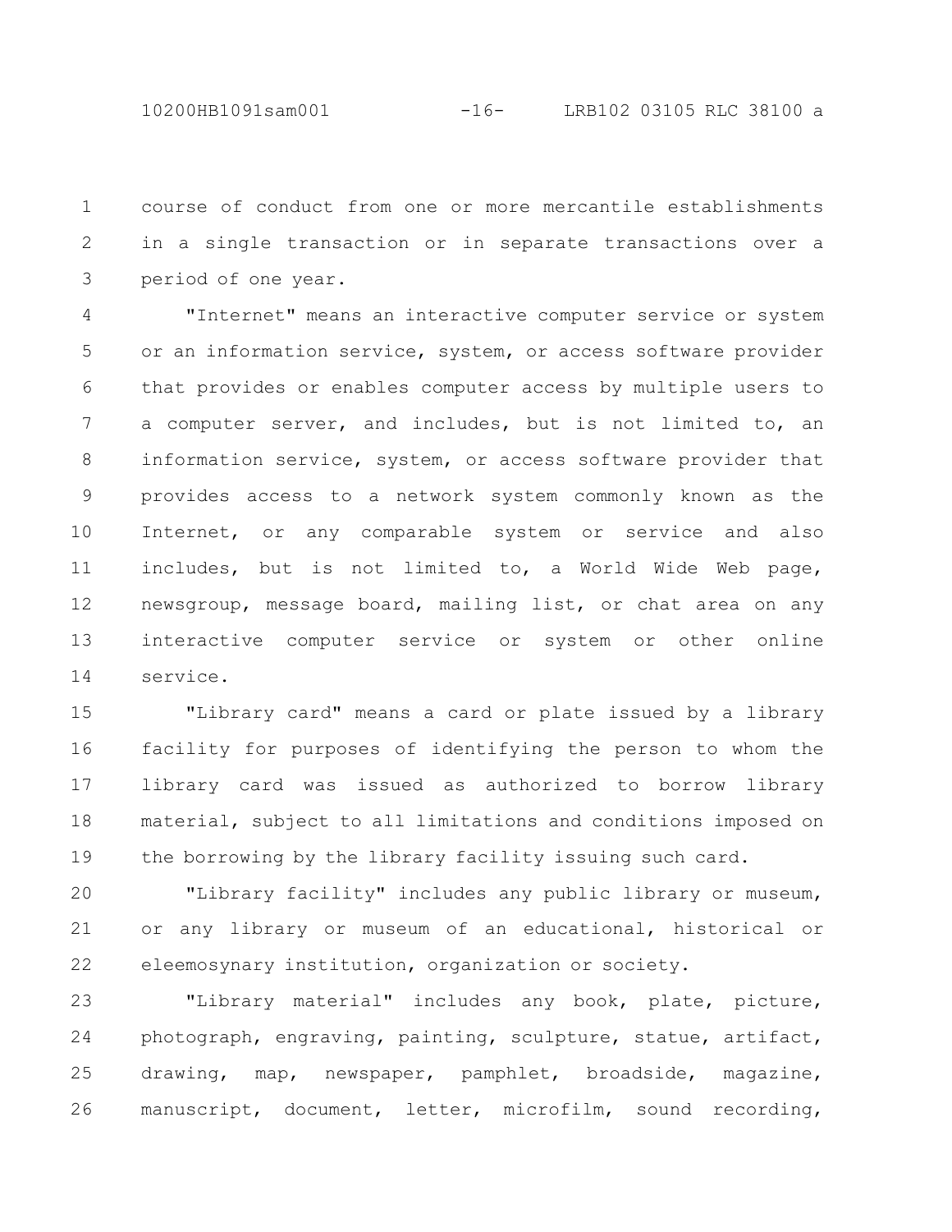course of conduct from one or more mercantile establishments in a single transaction or in separate transactions over a period of one year.

"Internet" means an interactive computer service or system or an information service, system, or access software provider that provides or enables computer access by multiple users to a computer server, and includes, but is not limited to, an information service, system, or access software provider that provides access to a network system commonly known as the Internet, or any comparable system or service and also includes, but is not limited to, a World Wide Web page, newsgroup, message board, mailing list, or chat area on any interactive computer service or system or other online service.

"Library card" means a card or plate issued by a library facility for purposes of identifying the person to whom the library card was issued as authorized to borrow library material, subject to all limitations and conditions imposed on the borrowing by the library facility issuing such card.

"Library facility" includes any public library or museum, or any library or museum of an educational, historical or eleemosynary institution, organization or society.

"Library material" includes any book, plate, picture, photograph, engraving, painting, sculpture, statue, artifact, drawing, map, newspaper, pamphlet, broadside, magazine, manuscript, document, letter, microfilm, sound recording,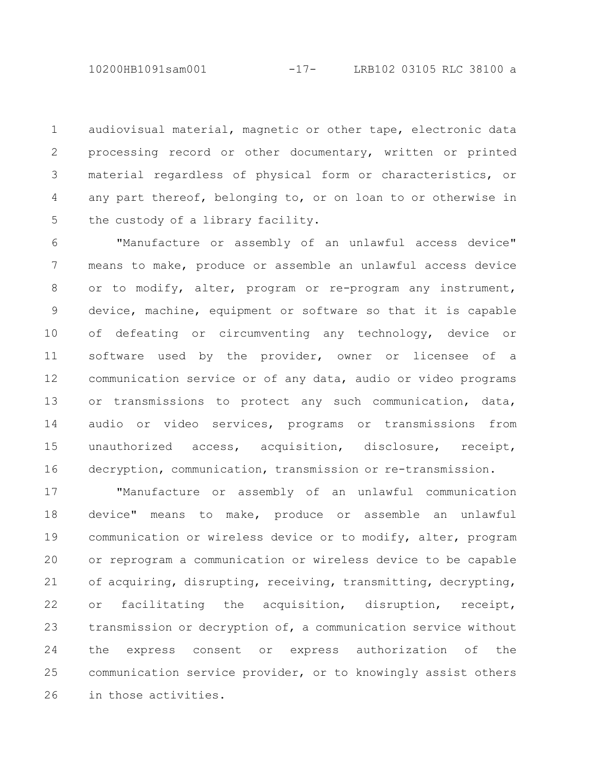audiovisual material, magnetic or other tape, electronic data processing record or other documentary, written or printed material regardless of physical form or characteristics, or any part thereof, belonging to, or on loan to or otherwise in the custody of a library facility.

"Manufacture or assembly of an unlawful access device" means to make, produce or assemble an unlawful access device or to modify, alter, program or re-program any instrument, device, machine, equipment or software so that it is capable of defeating or circumventing any technology, device or software used by the provider, owner or licensee of a communication service or of any data, audio or video programs or transmissions to protect any such communication, data, audio or video services, programs or transmissions from unauthorized access, acquisition, disclosure, receipt, decryption, communication, transmission or re-transmission.

"Manufacture or assembly of an unlawful communication device" means to make, produce or assemble an unlawful communication or wireless device or to modify, alter, program or reprogram a communication or wireless device to be capable of acquiring, disrupting, receiving, transmitting, decrypting, or facilitating the acquisition, disruption, receipt, transmission or decryption of, a communication service without the express consent or express authorization of the communication service provider, or to knowingly assist others in those activities.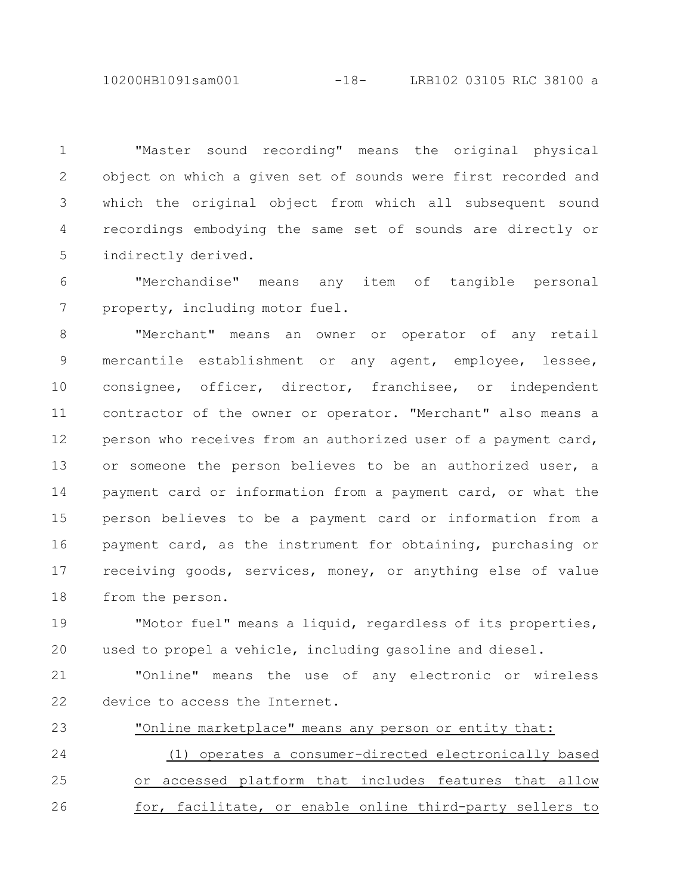"Master sound recording" means the original physical object on which a given set of sounds were first recorded and which the original object from which all subsequent sound recordings embodying the same set of sounds are directly or indirectly derived.

"Merchandise" means any item of tangible personal property, including motor fuel.

"Merchant" means an owner or operator of any retail mercantile establishment or any agent, employee, lessee, consignee, officer, director, franchisee, or independent contractor of the owner or operator. "Merchant" also means a person who receives from an authorized user of a payment card, or someone the person believes to be an authorized user, a payment card or information from a payment card, or what the person believes to be a payment card or information from a payment card, as the instrument for obtaining, purchasing or receiving goods, services, money, or anything else of value from the person.

"Motor fuel" means a liquid, regardless of its properties, used to propel a vehicle, including gasoline and diesel.

"Online" means the use of any electronic or wireless device to access the Internet.

<u>"Online marketplace" means any person or entity that:</u>

<u>(1) operates a consumer-directed electronically based or accessed platform that includes features that allow for, facilitate, or enable online third-party sellers to</u>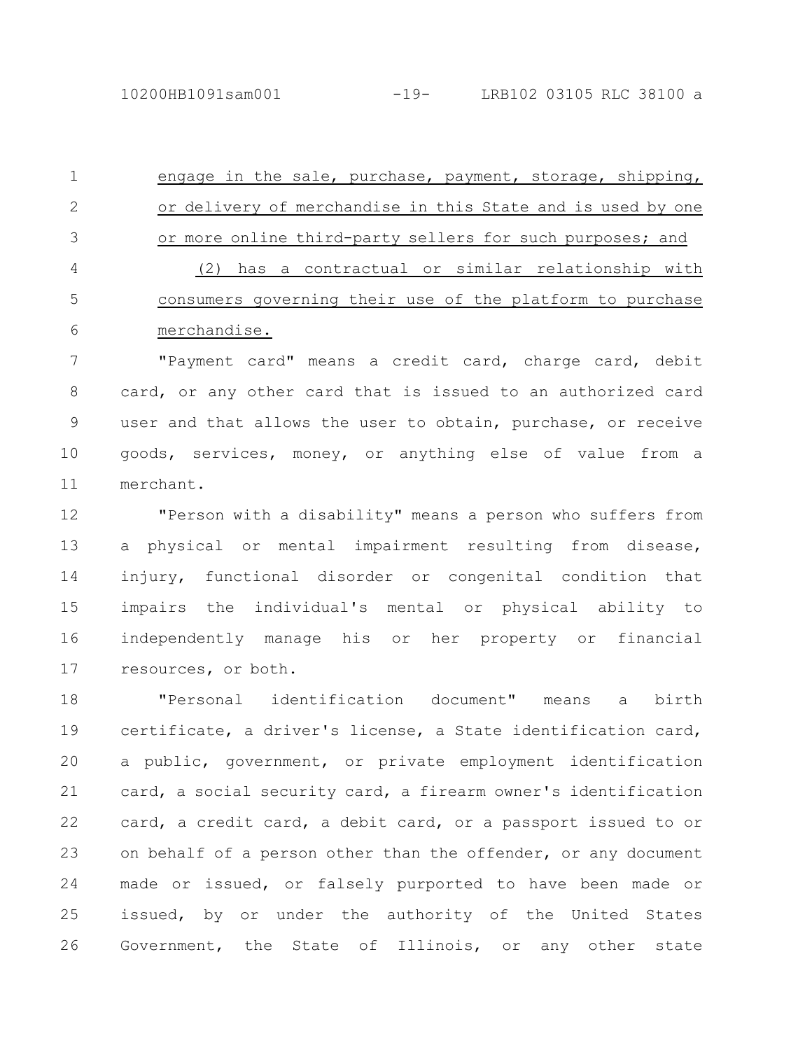engage in the sale, purchase, payment, storage, shipping, or delivery of merchandise in this State and is used by one or more online third-party sellers for such purposes; and

(2) has a contractual or similar relationship with consumers governing their use of the platform to purchase merchandise.

"Payment card" means a credit card, charge card, debit card, or any other card that is issued to an authorized card user and that allows the user to obtain, purchase, or receive goods, services, money, or anything else of value from a merchant.

"Person with a disability" means a person who suffers from a physical or mental impairment resulting from disease, injury, functional disorder or congenital condition that impairs the individual's mental or physical ability to independently manage his or her property or financial resources, or both.

"Personal identification document" means a birth certificate, a driver's license, a State identification card, a public, government, or private employment identification card, a social security card, a firearm owner's identification card, a credit card, a debit card, or a passport issued to or on behalf of a person other than the offender, or any document made or issued, or falsely purported to have been made or issued, by or under the authority of the United States Government, the State of Illinois, or any other state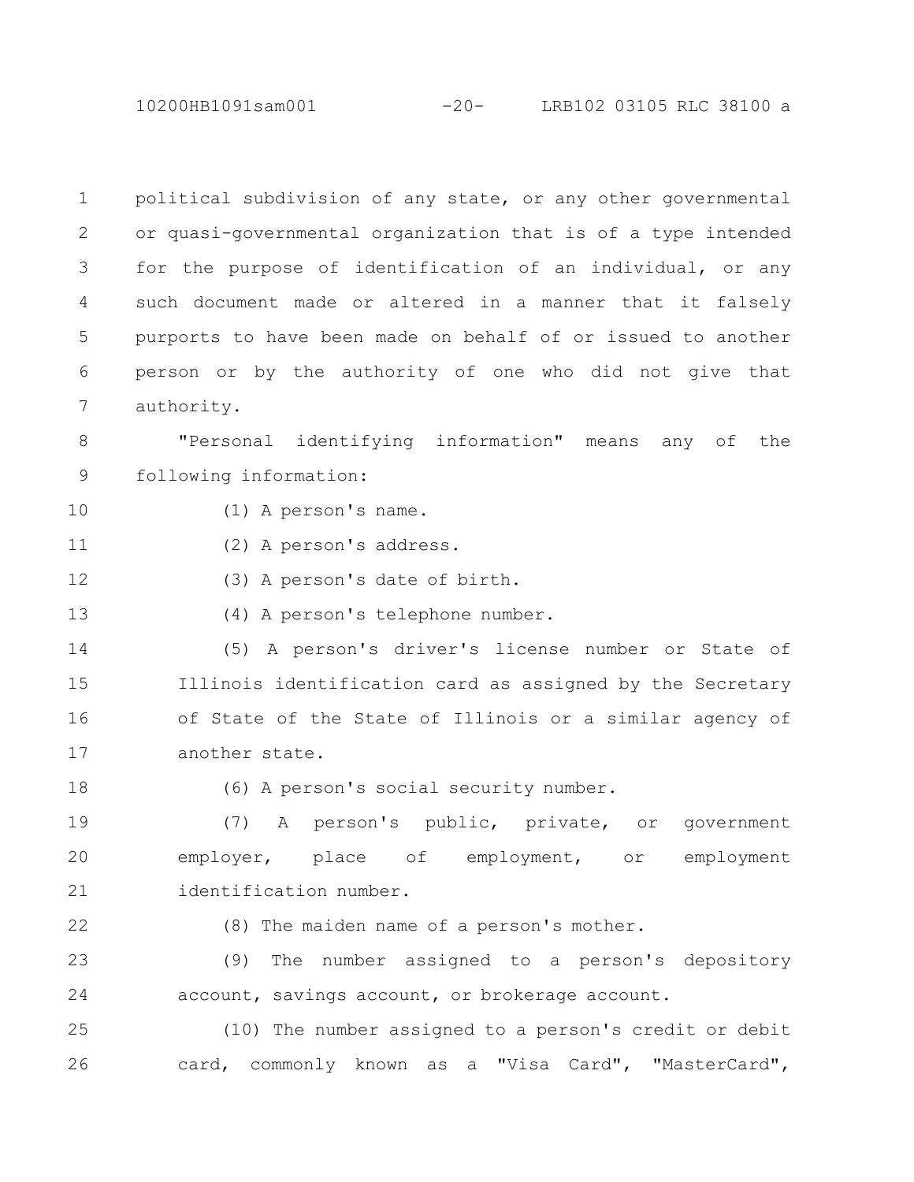political subdivision of any state, or any other governmental or quasi-governmental organization that is of a type intended for the purpose of identification of an individual, or any such document made or altered in a manner that it falsely purports to have been made on behalf of or issued to another person or by the authority of one who did not give that authority.

"Personal identifying information" means any of the following information:

(1) A person's name.

(2) A person's address.

(3) A person's date of birth.

(4) A person's telephone number.

(5) A person's driver's license number or State of Illinois identification card as assigned by the Secretary of State of the State of Illinois or a similar agency of another state.

(6) A person's social security number.

(7) A person's public, private, or government employer, place of employment, or employment identification number.

(8) The maiden name of a person's mother.

(9) The number assigned to a person's depository account, savings account, or brokerage account.

(10) The number assigned to a person's credit or debit card, commonly known as a "Visa Card", "MasterCard",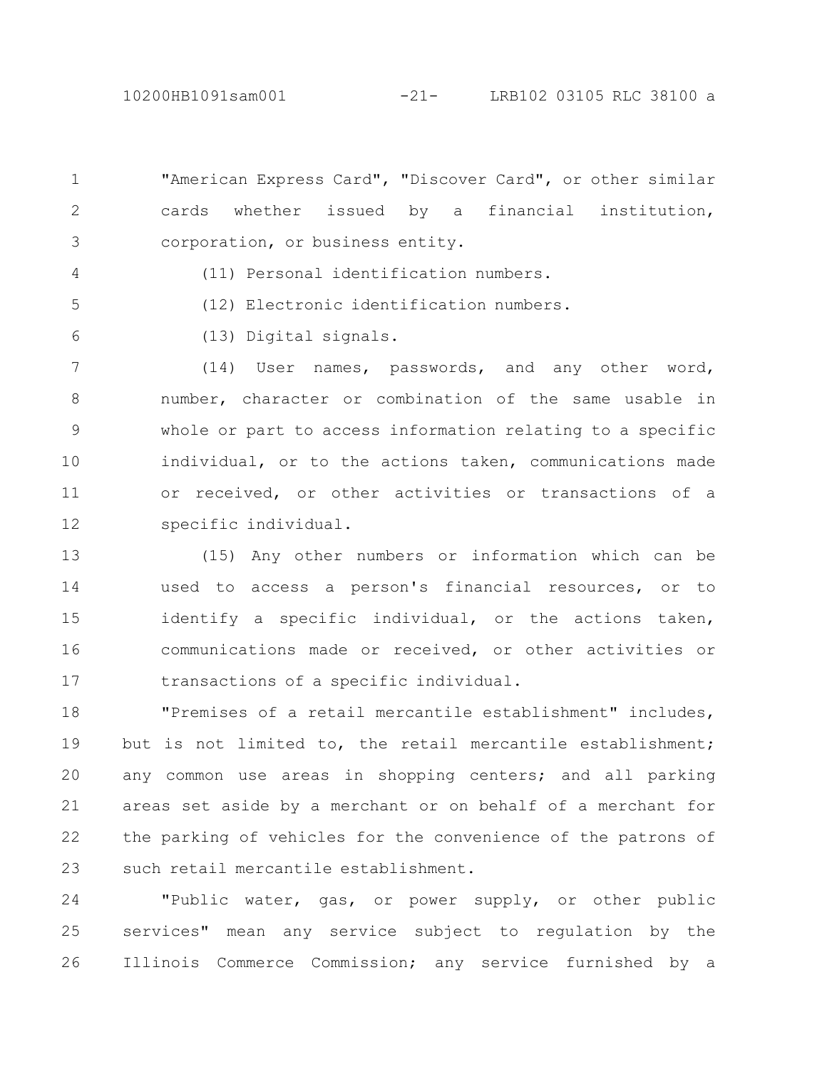"American Express Card", "Discover Card", or other similar cards whether issued by a financial institution, corporation, or business entity.

(11) Personal identification numbers.

(12) Electronic identification numbers.

(13) Digital signals.

(14) User names, passwords, and any other word, number, character or combination of the same usable in whole or part to access information relating to a specific individual, or to the actions taken, communications made or received, or other activities or transactions of a specific individual.

(15) Any other numbers or information which can be used to access a person's financial resources, or to identify a specific individual, or the actions taken, communications made or received, or other activities or transactions of a specific individual.

"Premises of a retail mercantile establishment" includes, but is not limited to, the retail mercantile establishment; any common use areas in shopping centers; and all parking areas set aside by a merchant or on behalf of a merchant for the parking of vehicles for the convenience of the patrons of such retail mercantile establishment.

"Public water, gas, or power supply, or other public services" mean any service subject to regulation by the Illinois Commerce Commission; any service furnished by a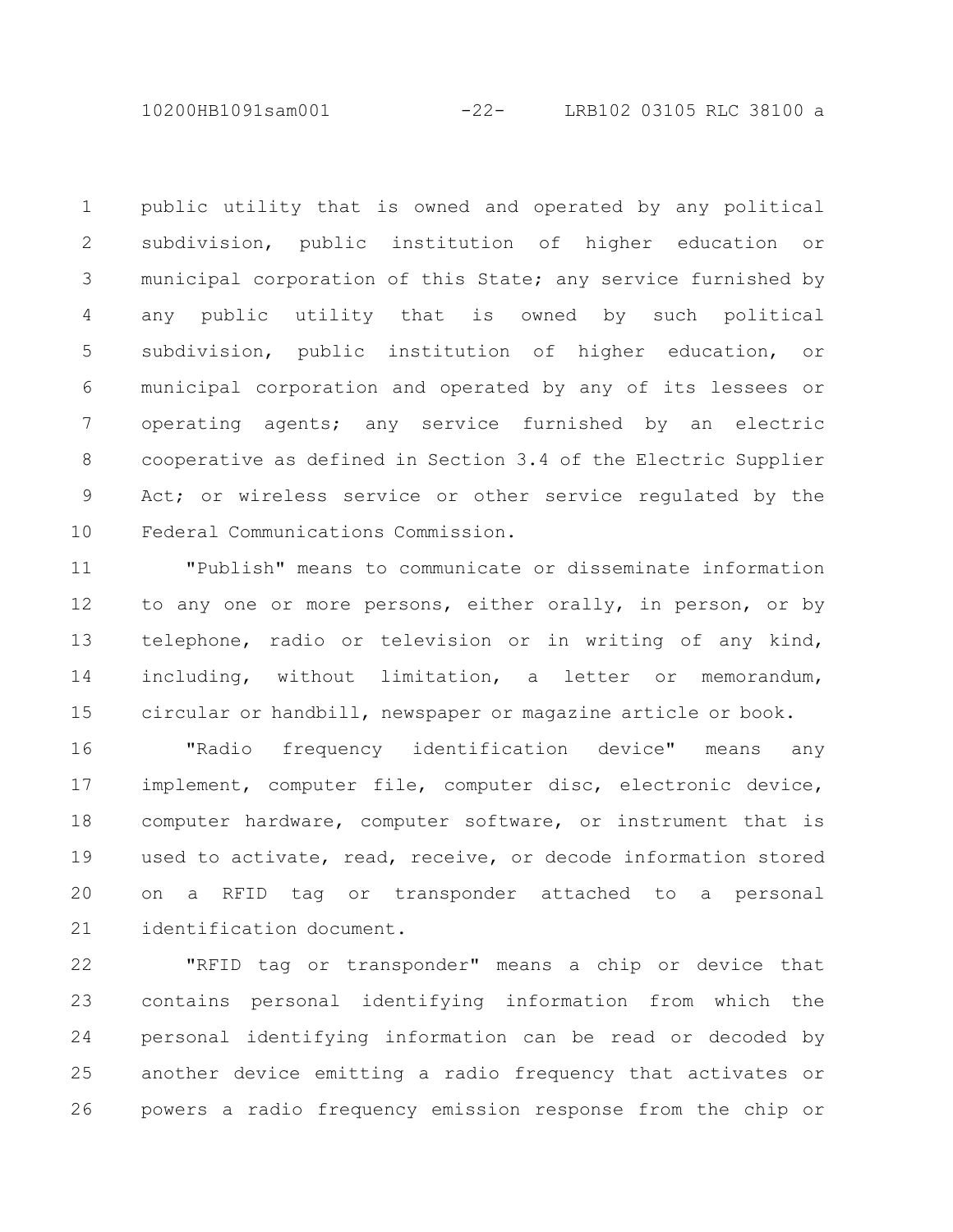public utility that is owned and operated by any political subdivision, public institution of higher education or municipal corporation of this State; any service furnished by any public utility that is owned by such political subdivision, public institution of higher education, or municipal corporation and operated by any of its lessees or operating agents; any service furnished by an electric cooperative as defined in Section 3.4 of the Electric Supplier Act; or wireless service or other service regulated by the Federal Communications Commission.

"Publish" means to communicate or disseminate information to any one or more persons, either orally, in person, or by telephone, radio or television or in writing of any kind, including, without limitation, a letter or memorandum, circular or handbill, newspaper or magazine article or book.

"Radio frequency identification device" means any implement, computer file, computer disc, electronic device, computer hardware, computer software, or instrument that is used to activate, read, receive, or decode information stored on a RFID tag or transponder attached to a personal identification document.

"RFID tag or transponder" means a chip or device that contains personal identifying information from which the personal identifying information can be read or decoded by another device emitting a radio frequency that activates or powers a radio frequency emission response from the chip or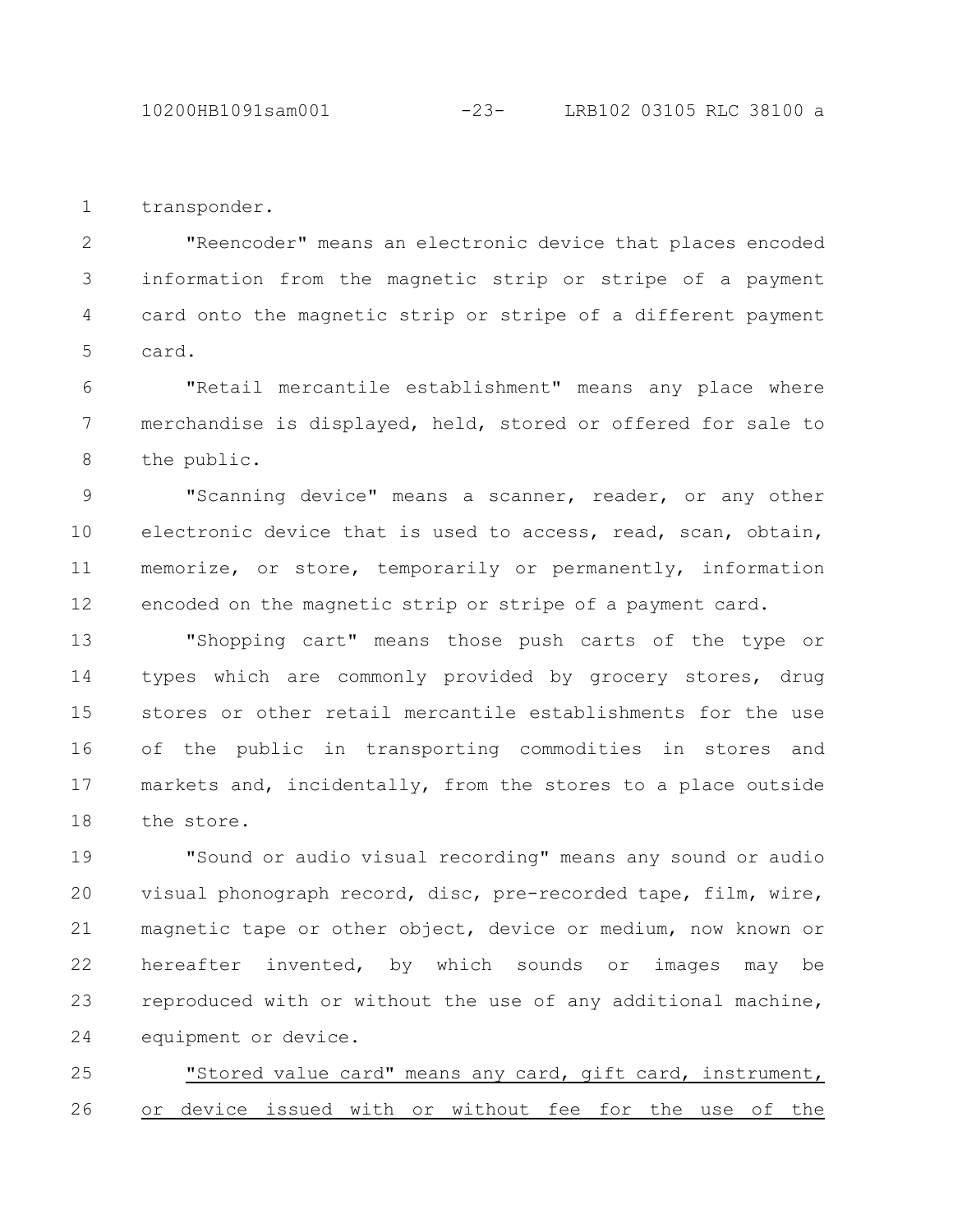transponder.

"Reencoder" means an electronic device that places encoded information from the magnetic strip or stripe of a payment card onto the magnetic strip or stripe of a different payment card.

"Retail mercantile establishment" means any place where merchandise is displayed, held, stored or offered for sale to the public.

"Scanning device" means a scanner, reader, or any other electronic device that is used to access, read, scan, obtain, memorize, or store, temporarily or permanently, information encoded on the magnetic strip or stripe of a payment card.

"Shopping cart" means those push carts of the type or types which are commonly provided by grocery stores, drug stores or other retail mercantile establishments for the use of the public in transporting commodities in stores and markets and, incidentally, from the stores to a place outside the store.

"Sound or audio visual recording" means any sound or audio visual phonograph record, disc, pre-recorded tape, film, wire, magnetic tape or other object, device or medium, now known or hereafter invented, by which sounds or images may be reproduced with or without the use of any additional machine, equipment or device.

<u>"Stored value card" means any card, gift card, instrument, or device issued with or without fee for the use of the</u>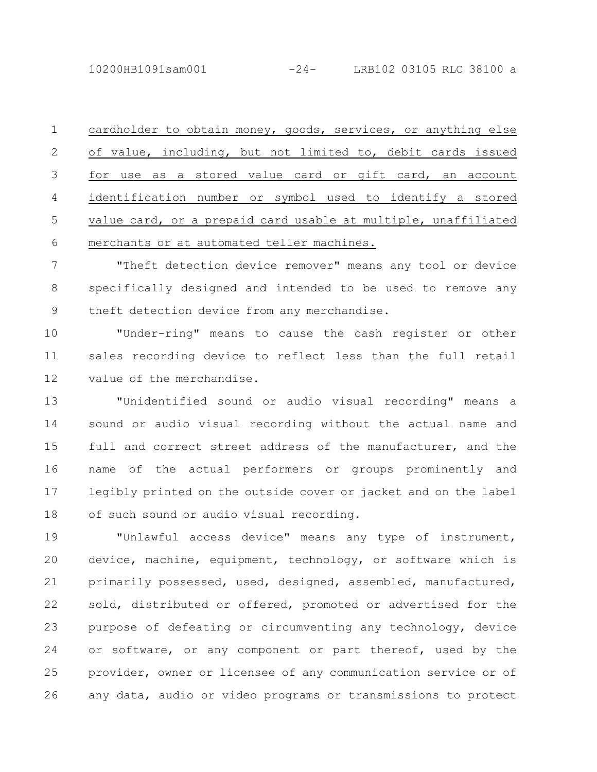cardholder to obtain money, goods, services, or anything else of value, including, but not limited to, debit cards issued for use as a stored value card or gift card, an account identification number or symbol used to identify a stored value card, or a prepaid card usable at multiple, unaffiliated merchants or at automated teller machines.

"Theft detection device remover" means any tool or device specifically designed and intended to be used to remove any theft detection device from any merchandise.

"Under-ring" means to cause the cash register or other sales recording device to reflect less than the full retail value of the merchandise.

"Unidentified sound or audio visual recording" means a sound or audio visual recording without the actual name and full and correct street address of the manufacturer, and the name of the actual performers or groups prominently and legibly printed on the outside cover or jacket and on the label of such sound or audio visual recording.

"Unlawful access device" means any type of instrument, device, machine, equipment, technology, or software which is primarily possessed, used, designed, assembled, manufactured, sold, distributed or offered, promoted or advertised for the purpose of defeating or circumventing any technology, device or software, or any component or part thereof, used by the provider, owner or licensee of any communication service or of any data, audio or video programs or transmissions to protect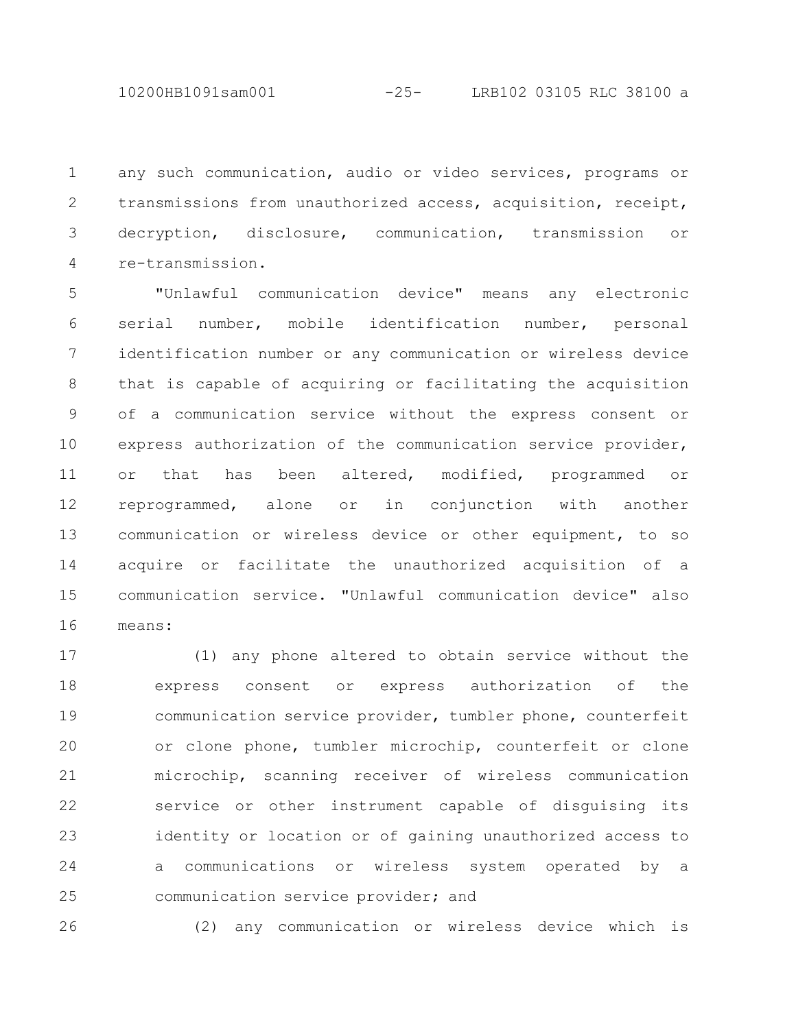any such communication, audio or video services, programs or transmissions from unauthorized access, acquisition, receipt, decryption, disclosure, communication, transmission or re-transmission.

"Unlawful communication device" means any electronic serial number, mobile identification number, personal identification number or any communication or wireless device that is capable of acquiring or facilitating the acquisition of a communication service without the express consent or express authorization of the communication service provider, or that has been altered, modified, programmed or reprogrammed, alone or in conjunction with another communication or wireless device or other equipment, to so acquire or facilitate the unauthorized acquisition of a communication service. "Unlawful communication device" also means:

(1) any phone altered to obtain service without the express consent or express authorization of the communication service provider, tumbler phone, counterfeit or clone phone, tumbler microchip, counterfeit or clone microchip, scanning receiver of wireless communication service or other instrument capable of disguising its identity or location or of gaining unauthorized access to a communications or wireless system operated by a communication service provider; and

(2) any communication or wireless device which is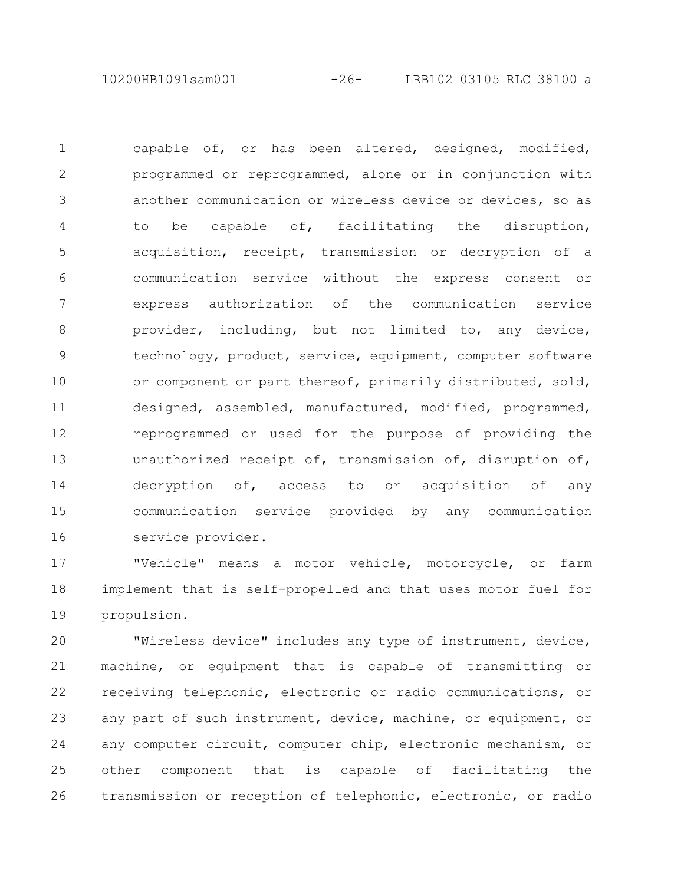capable of, or has been altered, designed, modified, programmed or reprogrammed, alone or in conjunction with another communication or wireless device or devices, so as to be capable of, facilitating the disruption, acquisition, receipt, transmission or decryption of a communication service without the express consent or express authorization of the communication service provider, including, but not limited to, any device, technology, product, service, equipment, computer software or component or part thereof, primarily distributed, sold, designed, assembled, manufactured, modified, programmed, reprogrammed or used for the purpose of providing the unauthorized receipt of, transmission of, disruption of, decryption of, access to or acquisition of any communication service provided by any communication service provider.

"Vehicle" means a motor vehicle, motorcycle, or farm implement that is self-propelled and that uses motor fuel for propulsion.

"Wireless device" includes any type of instrument, device, machine, or equipment that is capable of transmitting or receiving telephonic, electronic or radio communications, or any part of such instrument, device, machine, or equipment, or any computer circuit, computer chip, electronic mechanism, or other component that is capable of facilitating the transmission or reception of telephonic, electronic, or radio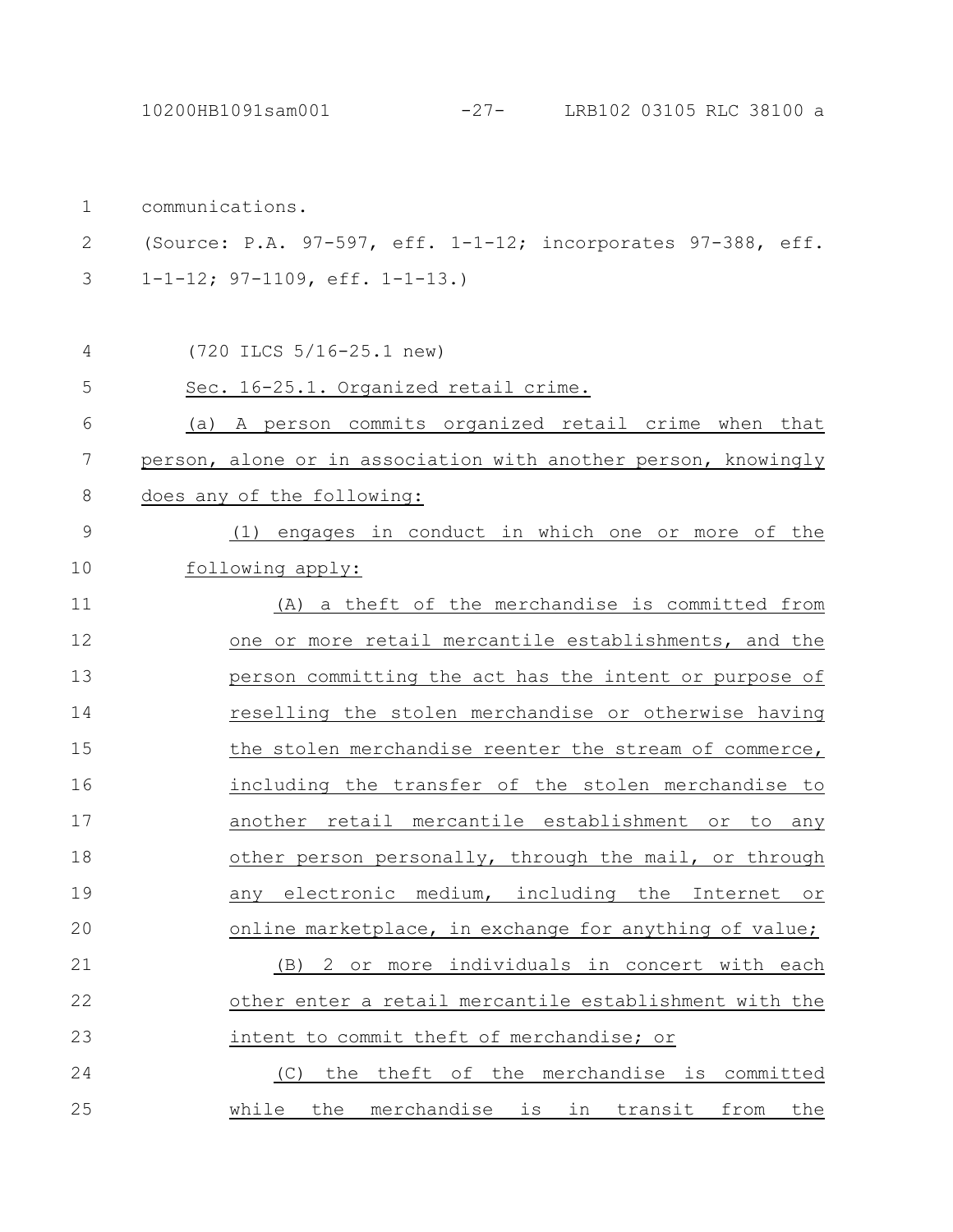communications.

(Source: P.A. 97-597, eff. 1-1-12; incorporates 97-388, eff. 1-1-12; 97-1109, eff. 1-1-13.)

(720 ILCS 5/16-25.1 new)

Sec. 16-25.1. Organized retail crime.

(a) A person commits organized retail crime when that person, alone or in association with another person, knowingly does any of the following:

(1) engages in conduct in which one or more of the following apply:

(A) a theft of the merchandise is committed from one or more retail mercantile establishments, and the person committing the act has the intent or purpose of reselling the stolen merchandise or otherwise having the stolen merchandise reenter the stream of commerce, including the transfer of the stolen merchandise to another retail mercantile establishment or to any other person personally, through the mail, or through any electronic medium, including the Internet or online marketplace, in exchange for anything of value;

(B) 2 or more individuals in concert with each other enter a retail mercantile establishment with the intent to commit theft of merchandise; or

(C) the theft of the merchandise is committed while the merchandise is in transit from the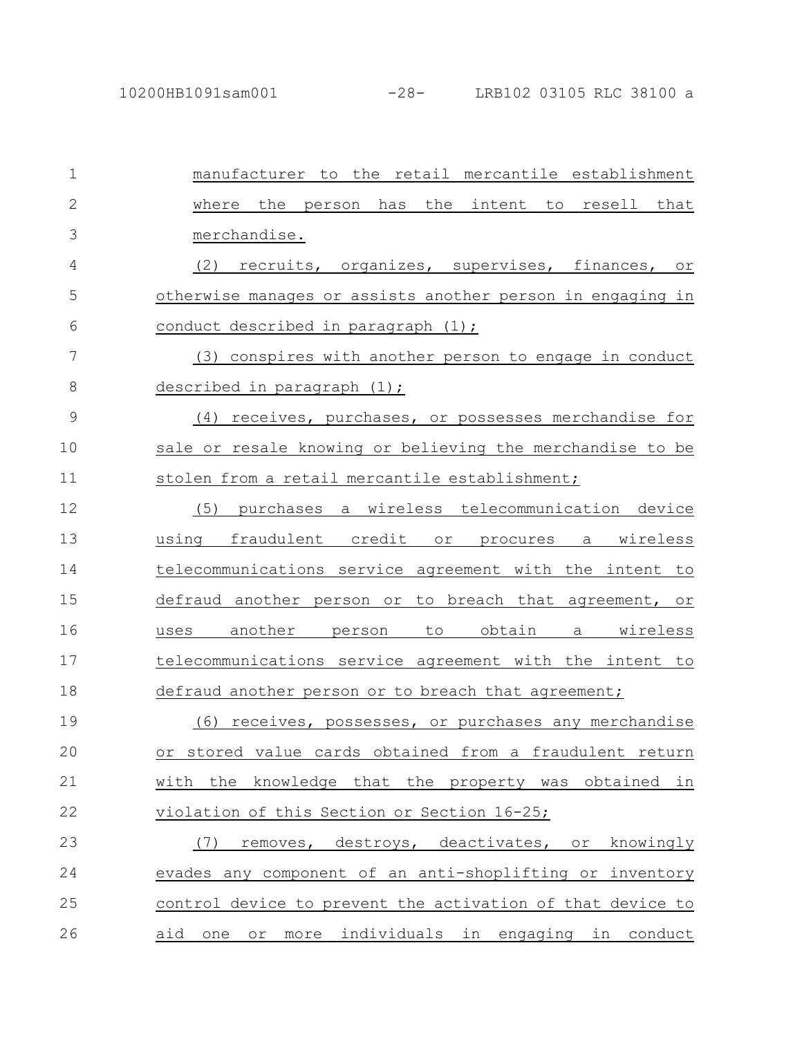manufacturer to the retail mercantile establishment where the person has the intent to resell that merchandise.

(2) recruits, organizes, supervises, finances, or otherwise manages or assists another person in engaging in conduct described in paragraph (1);

(3) conspires with another person to engage in conduct described in paragraph (1);

(4) receives, purchases, or possesses merchandise for sale or resale knowing or believing the merchandise to be stolen from a retail mercantile establishment;

(5) purchases a wireless telecommunication device using fraudulent credit or procures a wireless telecommunications service agreement with the intent to defraud another person or to breach that agreement, or uses another person to obtain a wireless telecommunications service agreement with the intent to defraud another person or to breach that agreement;

(6) receives, possesses, or purchases any merchandise or stored value cards obtained from a fraudulent return with the knowledge that the property was obtained in violation of this Section or Section 16-25;

(7) removes, destroys, deactivates, or knowingly evades any component of an anti-shoplifting or inventory control device to prevent the activation of that device to aid one or more individuals in engaging in conduct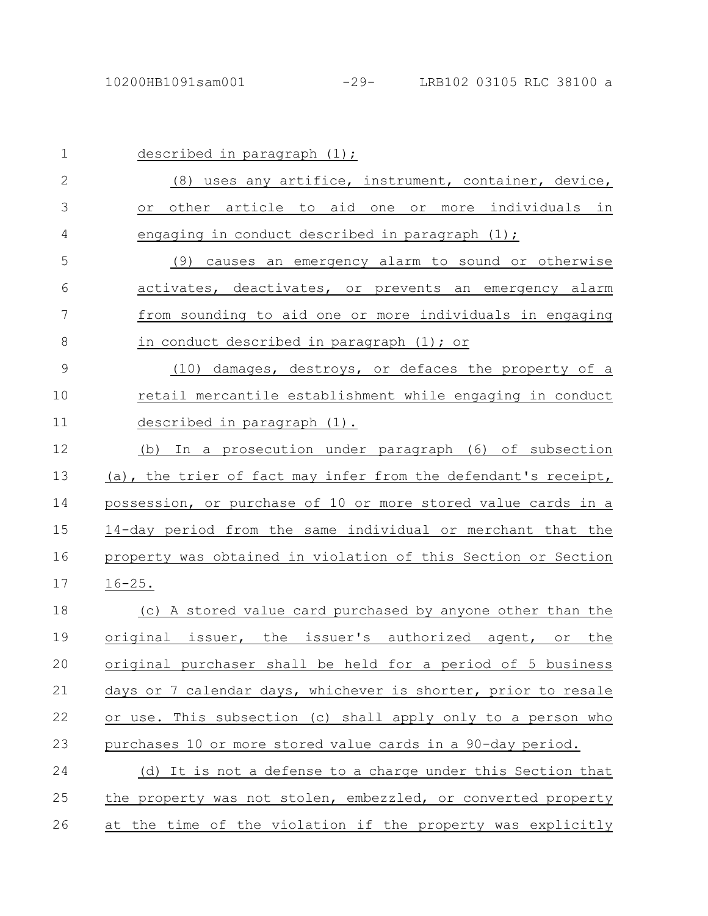described in paragraph (1);

(8) uses any artifice, instrument, container, device, or other article to aid one or more individuals in engaging in conduct described in paragraph (1);

(9) causes an emergency alarm to sound or otherwise activates, deactivates, or prevents an emergency alarm from sounding to aid one or more individuals in engaging in conduct described in paragraph (1); or

(10) damages, destroys, or defaces the property of a retail mercantile establishment while engaging in conduct described in paragraph (1).

(b) In a prosecution under paragraph (6) of subsection (a), the trier of fact may infer from the defendant's receipt, possession, or purchase of 10 or more stored value cards in a 14-day period from the same individual or merchant that the property was obtained in violation of this Section or Section 16-25.

(c) A stored value card purchased by anyone other than the original issuer, the issuer's authorized agent, or the original purchaser shall be held for a period of 5 business days or 7 calendar days, whichever is shorter, prior to resale or use. This subsection (c) shall apply only to a person who purchases 10 or more stored value cards in a 90-day period.

(d) It is not a defense to a charge under this Section that the property was not stolen, embezzled, or converted property at the time of the violation if the property was explicitly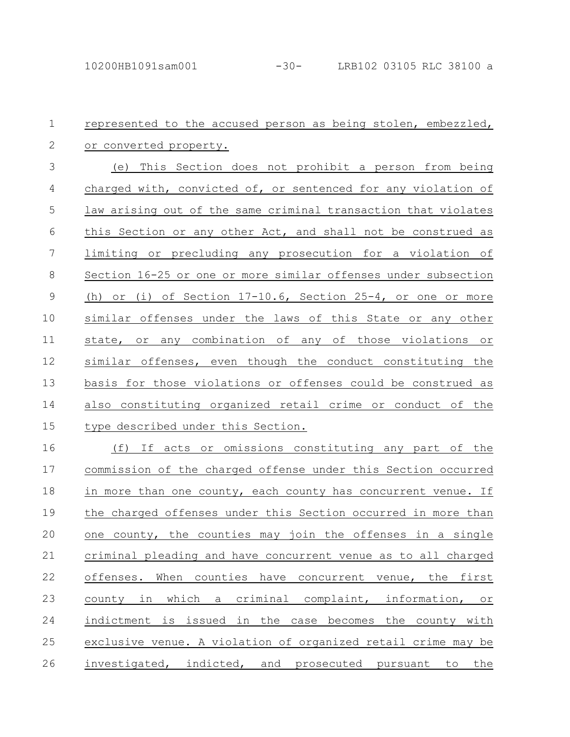represented to the accused person as being stolen, embezzled, or converted property.

(e) This Section does not prohibit a person from being charged with, convicted of, or sentenced for any violation of law arising out of the same criminal transaction that violates this Section or any other Act, and shall not be construed as limiting or precluding any prosecution for a violation of Section 16-25 or one or more similar offenses under subsection (h) or (i) of Section 17-10.6, Section 25-4, or one or more similar offenses under the laws of this State or any other state, or any combination of any of those violations or similar offenses, even though the conduct constituting the basis for those violations or offenses could be construed as also constituting organized retail crime or conduct of the type described under this Section.

(f) If acts or omissions constituting any part of the commission of the charged offense under this Section occurred in more than one county, each county has concurrent venue. If the charged offenses under this Section occurred in more than one county, the counties may join the offenses in a single criminal pleading and have concurrent venue as to all charged offenses. When counties have concurrent venue, the first county in which a criminal complaint, information, or indictment is issued in the case becomes the county with exclusive venue. A violation of organized retail crime may be investigated, indicted, and prosecuted pursuant to the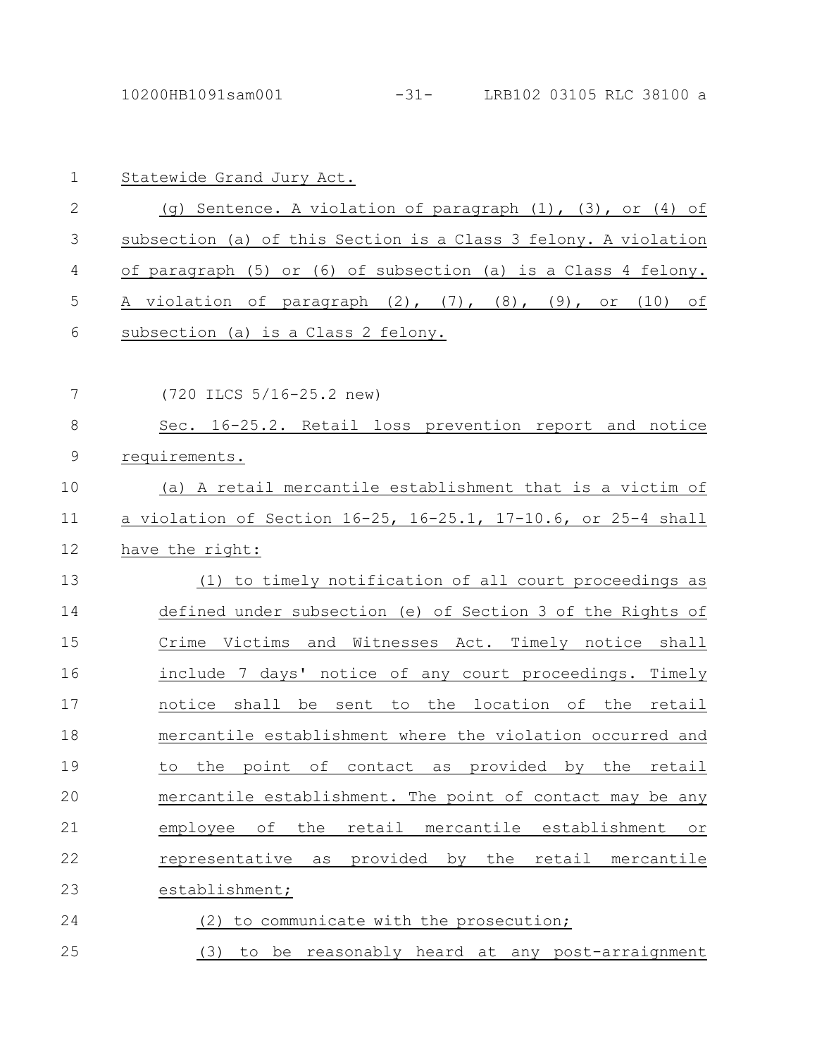Statewide Grand Jury Act.

(g) Sentence. A violation of paragraph (1), (3), or (4) of subsection (a) of this Section is a Class 3 felony. A violation of paragraph (5) or (6) of subsection (a) is a Class 4 felony. A violation of paragraph (2), (7), (8), (9), or (10) of subsection (a) is a Class 2 felony.

(720 ILCS 5/16-25.2 new)

Sec. 16-25.2. Retail loss prevention report and notice requirements.

(a) A retail mercantile establishment that is a victim of a violation of Section 16-25, 16-25.1, 17-10.6, or 25-4 shall have the right:

(1) to timely notification of all court proceedings as defined under subsection (e) of Section 3 of the Rights of Crime Victims and Witnesses Act. Timely notice shall include 7 days' notice of any court proceedings. Timely notice shall be sent to the location of the retail mercantile establishment where the violation occurred and to the point of contact as provided by the retail mercantile establishment. The point of contact may be any employee of the retail mercantile establishment or representative as provided by the retail mercantile establishment;

(2) to communicate with the prosecution;

(3) to be reasonably heard at any post-arraignment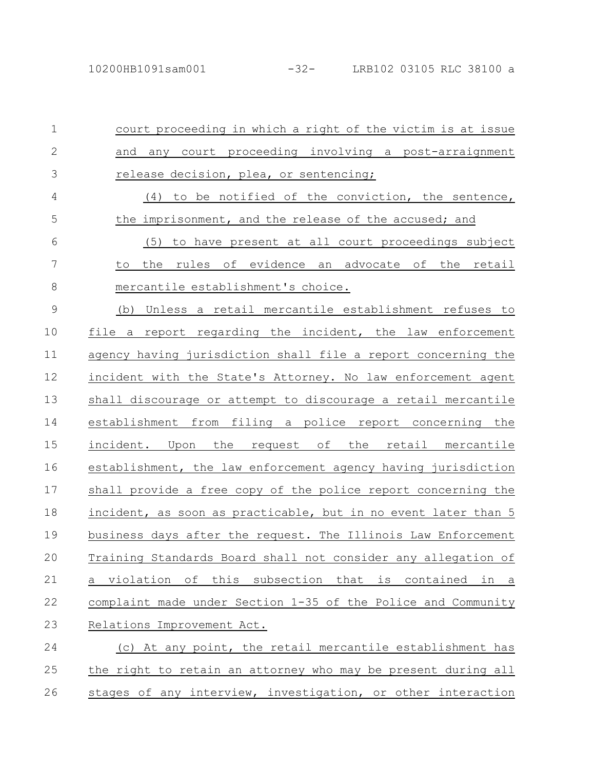court proceeding in which a right of the victim is at issue and any court proceeding involving a post-arraignment release decision, plea, or sentencing;

(4) to be notified of the conviction, the sentence, the imprisonment, and the release of the accused; and

(5) to have present at all court proceedings subject to the rules of evidence an advocate of the retail mercantile establishment's choice.

(b) Unless a retail mercantile establishment refuses to file a report regarding the incident, the law enforcement agency having jurisdiction shall file a report concerning the incident with the State's Attorney. No law enforcement agent shall discourage or attempt to discourage a retail mercantile establishment from filing a police report concerning the incident. Upon the request of the retail mercantile establishment, the law enforcement agency having jurisdiction shall provide a free copy of the police report concerning the incident, as soon as practicable, but in no event later than 5 business days after the request. The Illinois Law Enforcement Training Standards Board shall not consider any allegation of a violation of this subsection that is contained in a complaint made under Section 1-35 of the Police and Community Relations Improvement Act.

(c) At any point, the retail mercantile establishment has the right to retain an attorney who may be present during all stages of any interview, investigation, or other interaction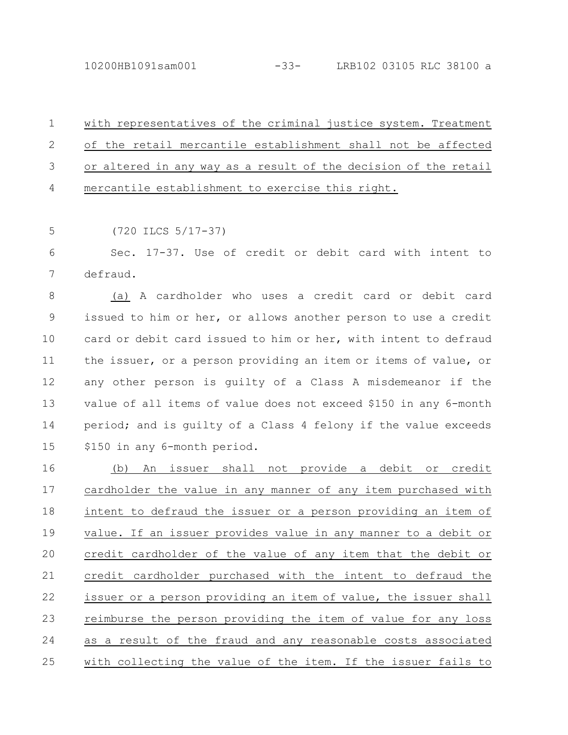with representatives of the criminal justice system. Treatment of the retail mercantile establishment shall not be affected or altered in any way as a result of the decision of the retail mercantile establishment to exercise this right.

(720 ILCS 5/17-37)

Sec. 17-37. Use of credit or debit card with intent to defraud.

(a) A cardholder who uses a credit card or debit card issued to him or her, or allows another person to use a credit card or debit card issued to him or her, with intent to defraud the issuer, or a person providing an item or items of value, or any other person is guilty of a Class A misdemeanor if the value of all items of value does not exceed $150 in any 6-month period; and is guilty of a Class 4 felony if the value exceeds $150 in any 6-month period.

(b) An issuer shall not provide a debit or credit cardholder the value in any manner of any item purchased with intent to defraud the issuer or a person providing an item of value. If an issuer provides value in any manner to a debit or credit cardholder of the value of any item that the debit or credit cardholder purchased with the intent to defraud the issuer or a person providing an item of value, the issuer shall reimburse the person providing the item of value for any loss as a result of the fraud and any reasonable costs associated with collecting the value of the item. If the issuer fails to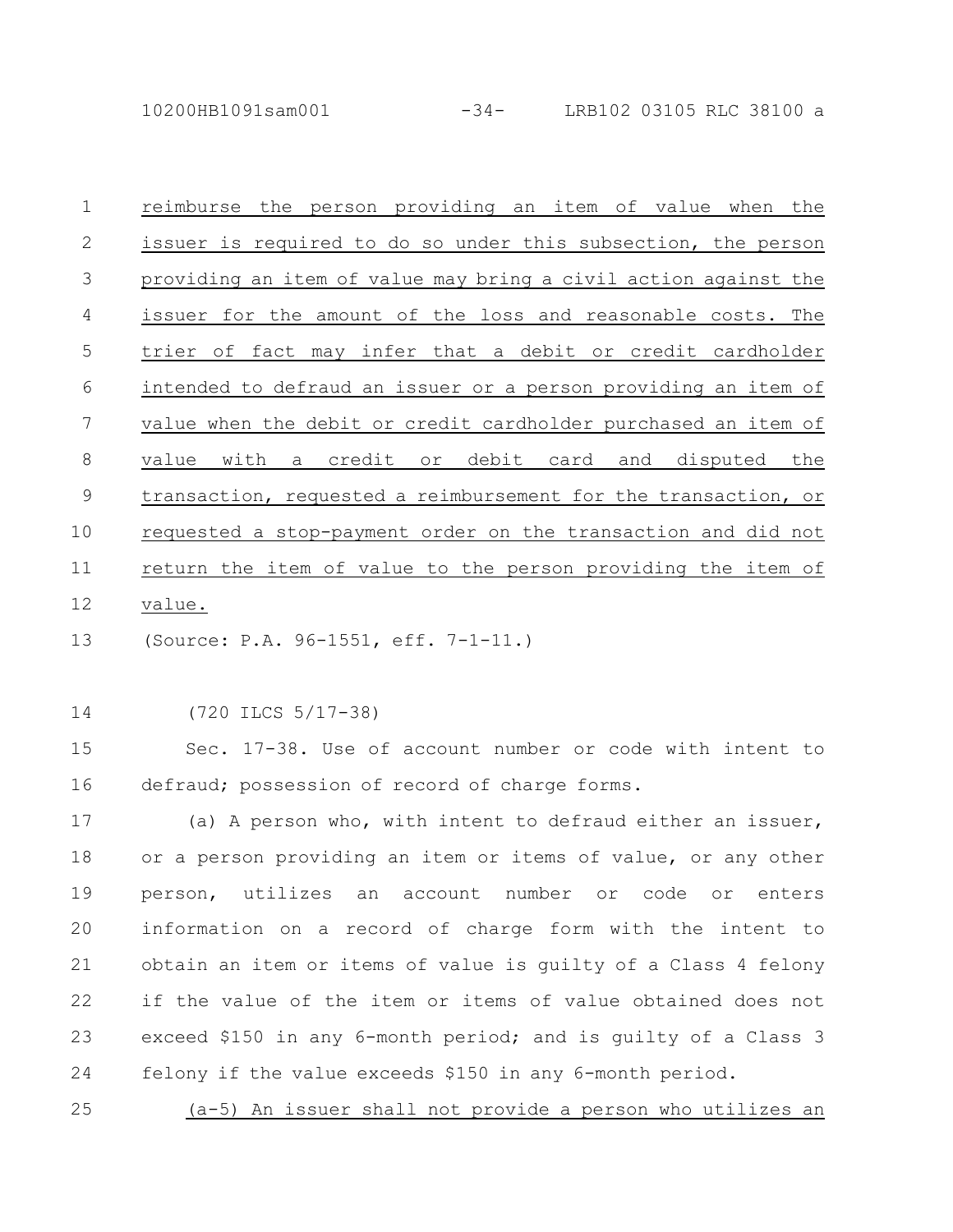reimburse the person providing an item of value when the issuer is required to do so under this subsection, the person providing an item of value may bring a civil action against the issuer for the amount of the loss and reasonable costs. The trier of fact may infer that a debit or credit cardholder intended to defraud an issuer or a person providing an item of value when the debit or credit cardholder purchased an item of value with a credit or debit card and disputed the transaction, requested a reimbursement for the transaction, or requested a stop-payment order on the transaction and did not return the item of value to the person providing the item of value.

(Source: P.A. 96-1551, eff. 7-1-11.)

(720 ILCS 5/17-38)

Sec. 17-38. Use of account number or code with intent to defraud; possession of record of charge forms.

(a) A person who, with intent to defraud either an issuer, or a person providing an item or items of value, or any other person, utilizes an account number or code or enters information on a record of charge form with the intent to obtain an item or items of value is guilty of a Class 4 felony if the value of the item or items of value obtained does not exceed $150 in any 6-month period; and is guilty of a Class 3 felony if the value exceeds $150 in any 6-month period.

(a-5) An issuer shall not provide a person who utilizes an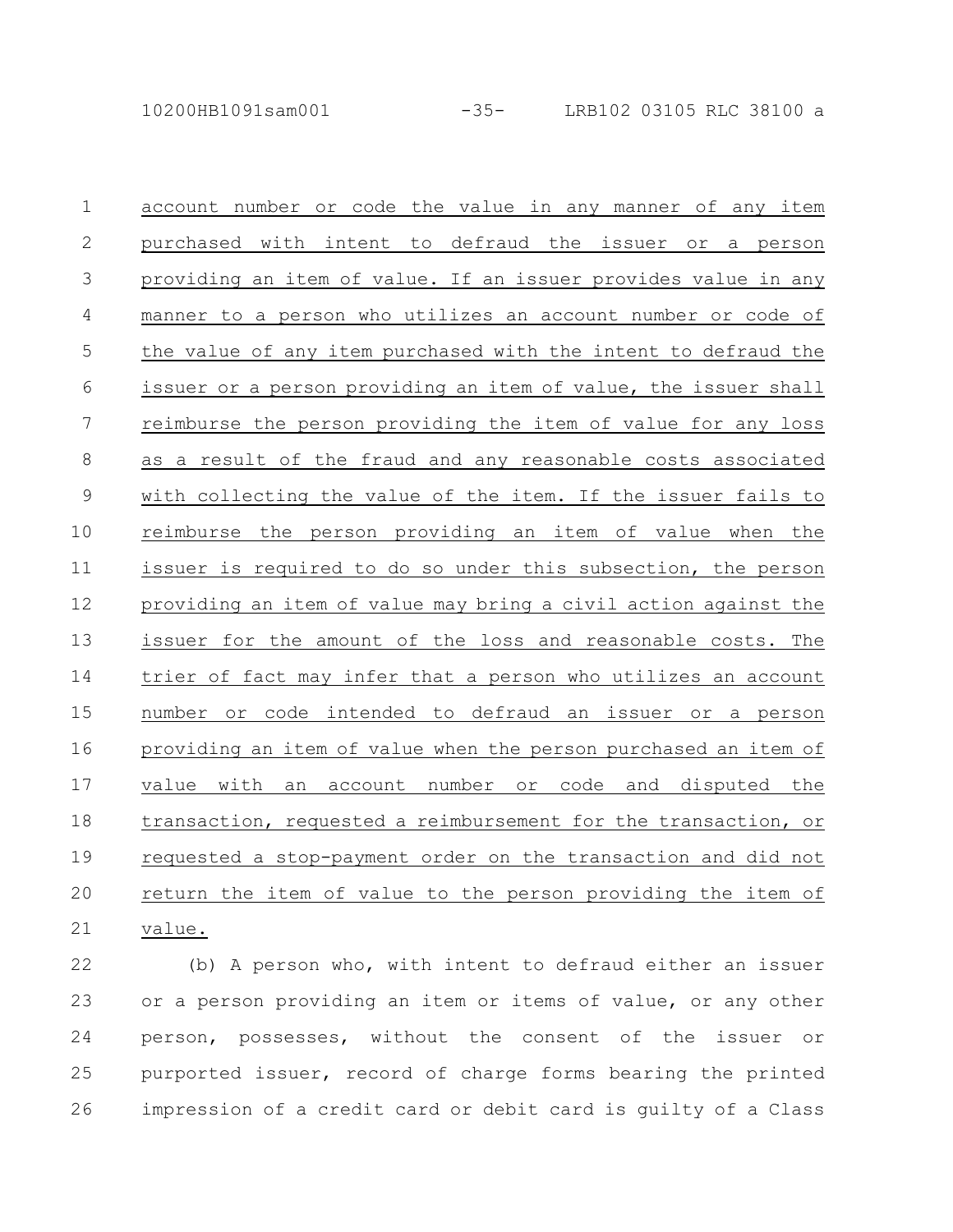account number or code the value in any manner of any item purchased with intent to defraud the issuer or a person providing an item of value. If an issuer provides value in any manner to a person who utilizes an account number or code of the value of any item purchased with the intent to defraud the issuer or a person providing an item of value, the issuer shall reimburse the person providing the item of value for any loss as a result of the fraud and any reasonable costs associated with collecting the value of the item. If the issuer fails to reimburse the person providing an item of value when the issuer is required to do so under this subsection, the person providing an item of value may bring a civil action against the issuer for the amount of the loss and reasonable costs. The trier of fact may infer that a person who utilizes an account number or code intended to defraud an issuer or a person providing an item of value when the person purchased an item of value with an account number or code and disputed the transaction, requested a reimbursement for the transaction, or requested a stop-payment order on the transaction and did not return the item of value to the person providing the item of value.

(b) A person who, with intent to defraud either an issuer or a person providing an item or items of value, or any other person, possesses, without the consent of the issuer or purported issuer, record of charge forms bearing the printed impression of a credit card or debit card is guilty of a Class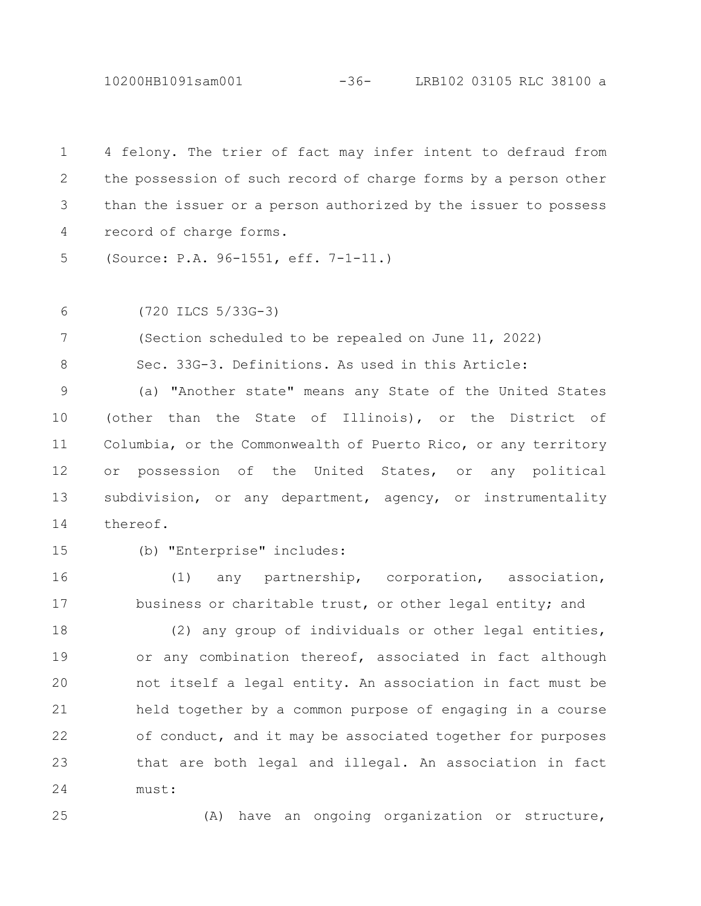4 felony. The trier of fact may infer intent to defraud from the possession of such record of charge forms by a person other than the issuer or a person authorized by the issuer to possess record of charge forms.

(Source: P.A. 96-1551, eff. 7-1-11.)

(720 ILCS 5/33G-3)

(Section scheduled to be repealed on June 11, 2022)

Sec. 33G-3. Definitions. As used in this Article:

(a) "Another state" means any State of the United States (other than the State of Illinois), or the District of Columbia, or the Commonwealth of Puerto Rico, or any territory or possession of the United States, or any political subdivision, or any department, agency, or instrumentality thereof.

(b) "Enterprise" includes:

(1) any partnership, corporation, association, business or charitable trust, or other legal entity; and

(2) any group of individuals or other legal entities, or any combination thereof, associated in fact although not itself a legal entity. An association in fact must be held together by a common purpose of engaging in a course of conduct, and it may be associated together for purposes that are both legal and illegal. An association in fact must:

(A) have an ongoing organization or structure,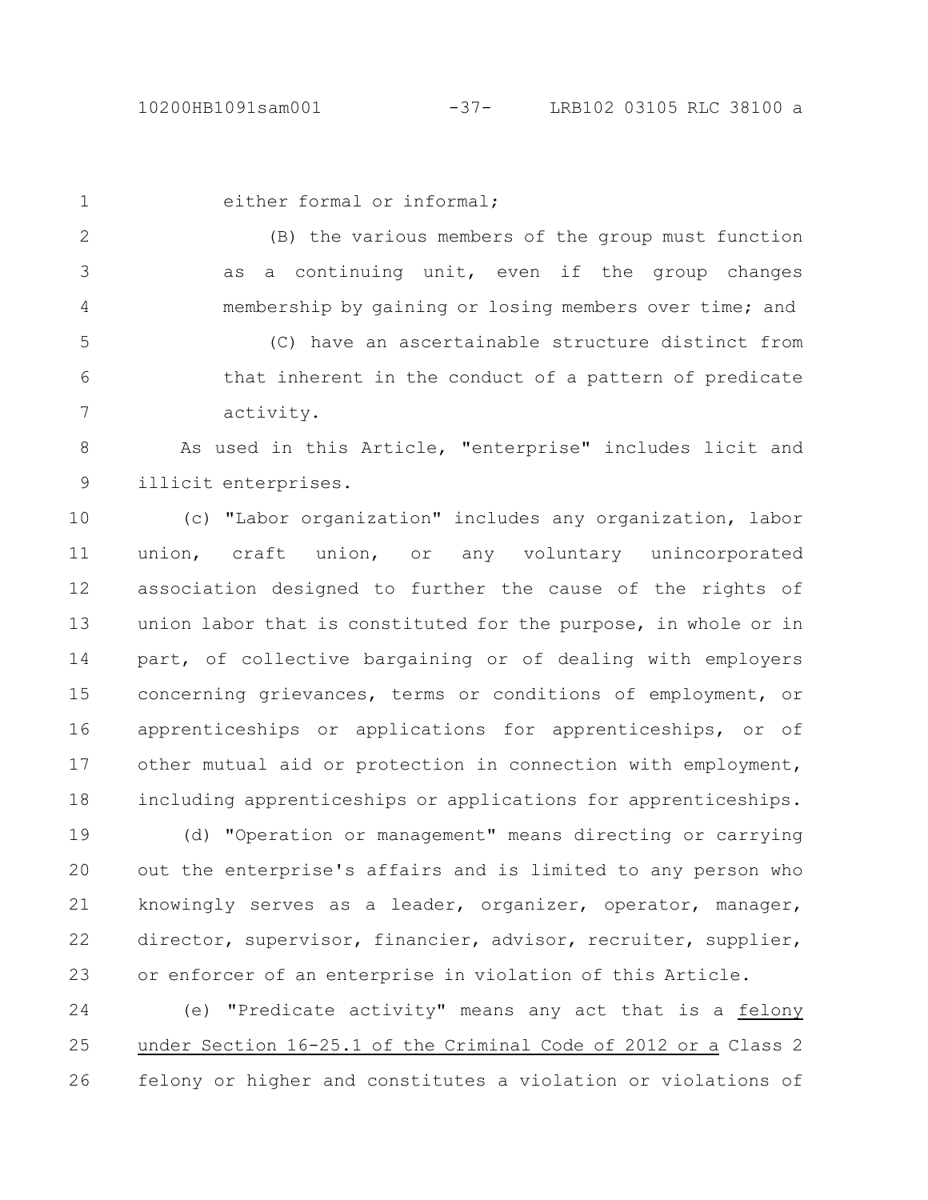either formal or informal;

(B) the various members of the group must function as a continuing unit, even if the group changes membership by gaining or losing members over time; and

(C) have an ascertainable structure distinct from that inherent in the conduct of a pattern of predicate activity.

As used in this Article, "enterprise" includes licit and illicit enterprises.

(c) "Labor organization" includes any organization, labor union, craft union, or any voluntary unincorporated association designed to further the cause of the rights of union labor that is constituted for the purpose, in whole or in part, of collective bargaining or of dealing with employers concerning grievances, terms or conditions of employment, or apprenticeships or applications for apprenticeships, or of other mutual aid or protection in connection with employment, including apprenticeships or applications for apprenticeships.

(d) "Operation or management" means directing or carrying out the enterprise's affairs and is limited to any person who knowingly serves as a leader, organizer, operator, manager, director, supervisor, financier, advisor, recruiter, supplier, or enforcer of an enterprise in violation of this Article.

(e) "Predicate activity" means any act that is a felony under Section 16-25.1 of the Criminal Code of 2012 or a Class 2 felony or higher and constitutes a violation or violations of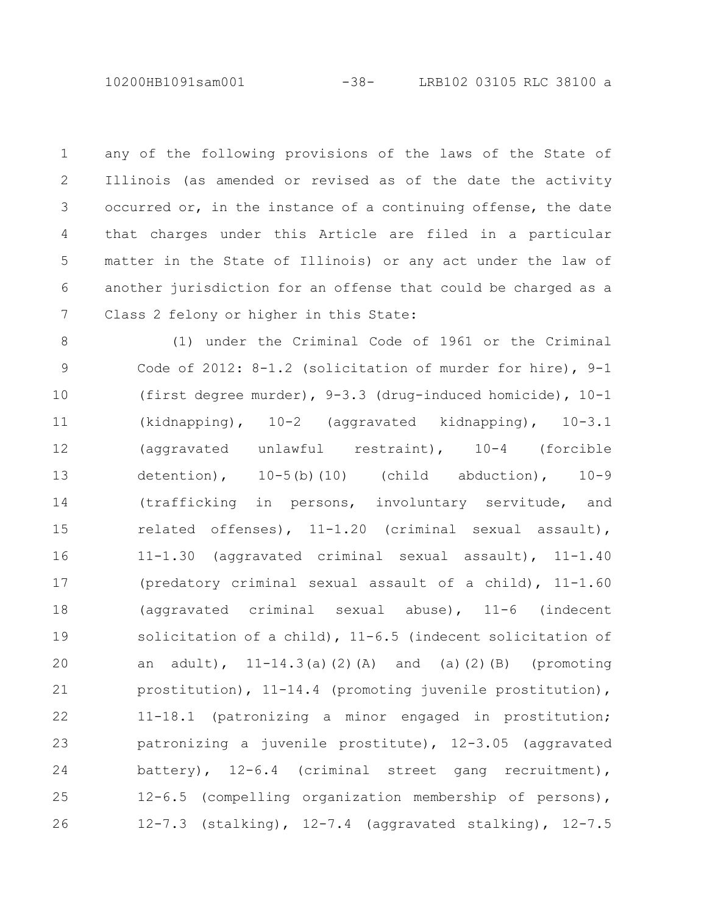any of the following provisions of the laws of the State of Illinois (as amended or revised as of the date the activity occurred or, in the instance of a continuing offense, the date that charges under this Article are filed in a particular matter in the State of Illinois) or any act under the law of another jurisdiction for an offense that could be charged as a Class 2 felony or higher in this State:

(1) under the Criminal Code of 1961 or the Criminal Code of 2012: 8-1.2 (solicitation of murder for hire), 9-1 (first degree murder), 9-3.3 (drug-induced homicide), 10-1 (kidnapping), 10-2 (aggravated kidnapping), 10-3.1 (aggravated unlawful restraint), 10-4 (forcible detention), 10-5(b)(10) (child abduction), 10-9 (trafficking in persons, involuntary servitude, and related offenses), 11-1.20 (criminal sexual assault), 11-1.30 (aggravated criminal sexual assault), 11-1.40 (predatory criminal sexual assault of a child), 11-1.60 (aggravated criminal sexual abuse), 11-6 (indecent solicitation of a child), 11-6.5 (indecent solicitation of an adult), 11-14.3(a)(2)(A) and (a)(2)(B) (promoting prostitution), 11-14.4 (promoting juvenile prostitution), 11-18.1 (patronizing a minor engaged in prostitution; patronizing a juvenile prostitute), 12-3.05 (aggravated battery), 12-6.4 (criminal street gang recruitment), 12-6.5 (compelling organization membership of persons), 12-7.3 (stalking), 12-7.4 (aggravated stalking), 12-7.5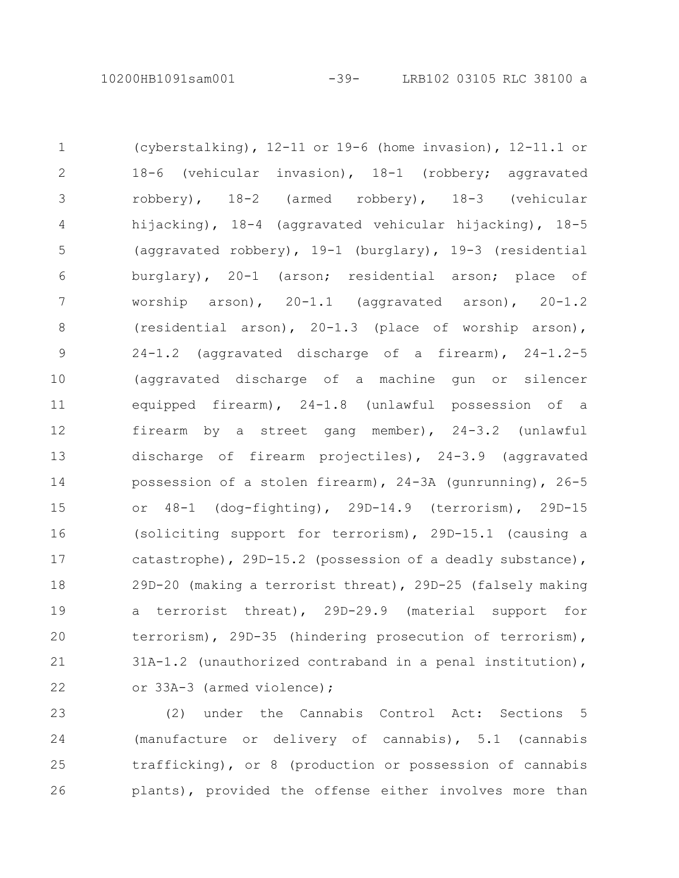(cyberstalking), 12-11 or 19-6 (home invasion), 12-11.1 or 18-6 (vehicular invasion), 18-1 (robbery; aggravated robbery), 18-2 (armed robbery), 18-3 (vehicular hijacking), 18-4 (aggravated vehicular hijacking), 18-5 (aggravated robbery), 19-1 (burglary), 19-3 (residential burglary), 20-1 (arson; residential arson; place of worship arson), 20-1.1 (aggravated arson), 20-1.2 (residential arson), 20-1.3 (place of worship arson), 24-1.2 (aggravated discharge of a firearm), 24-1.2-5 (aggravated discharge of a machine gun or silencer equipped firearm), 24-1.8 (unlawful possession of a firearm by a street gang member), 24-3.2 (unlawful discharge of firearm projectiles), 24-3.9 (aggravated possession of a stolen firearm), 24-3A (gunrunning), 26-5 or 48-1 (dog-fighting), 29D-14.9 (terrorism), 29D-15 (soliciting support for terrorism), 29D-15.1 (causing a catastrophe), 29D-15.2 (possession of a deadly substance), 29D-20 (making a terrorist threat), 29D-25 (falsely making a terrorist threat), 29D-29.9 (material support for terrorism), 29D-35 (hindering prosecution of terrorism), 31A-1.2 (unauthorized contraband in a penal institution), or 33A-3 (armed violence);

(2) under the Cannabis Control Act: Sections 5 (manufacture or delivery of cannabis), 5.1 (cannabis trafficking), or 8 (production or possession of cannabis plants), provided the offense either involves more than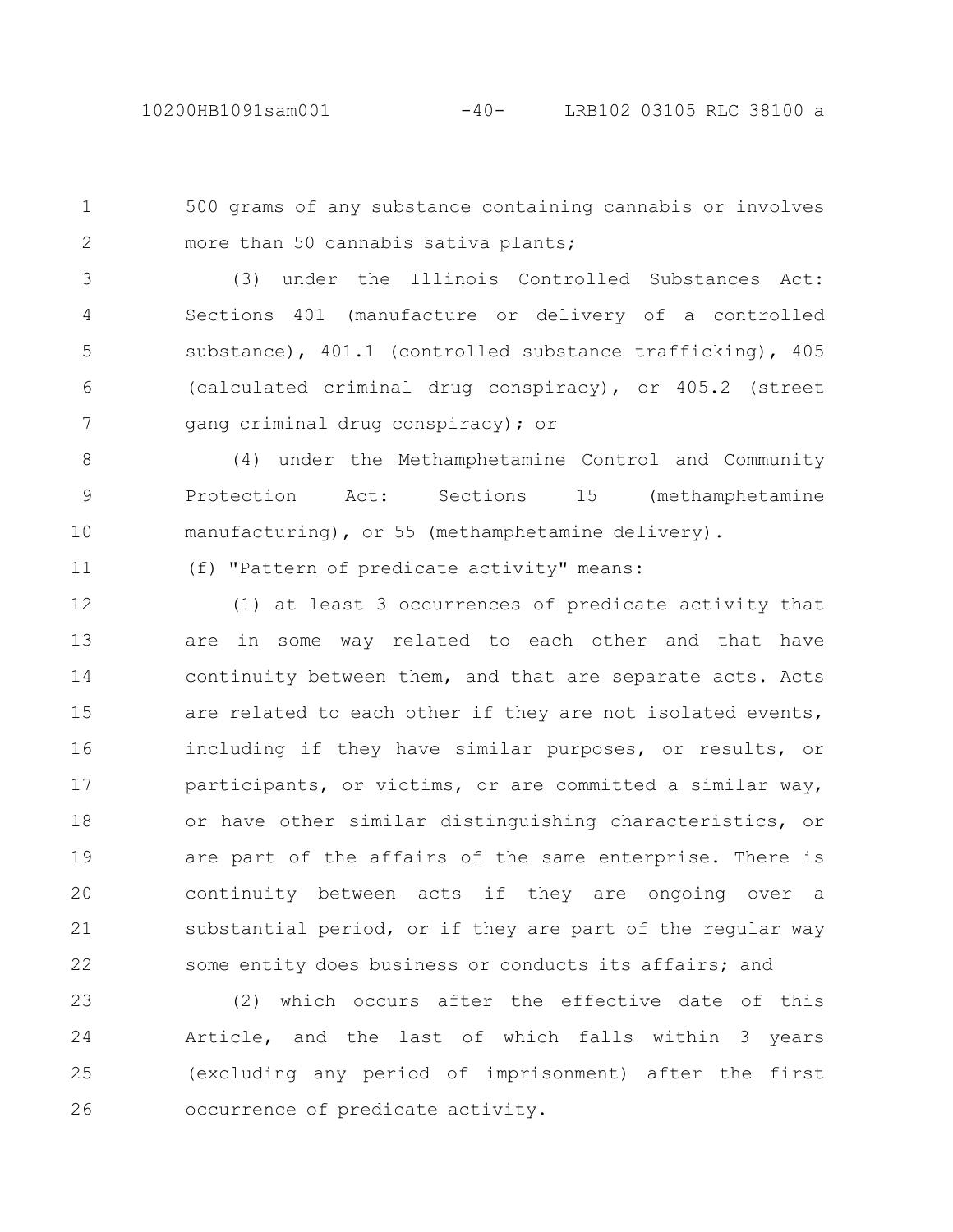500 grams of any substance containing cannabis or involves more than 50 cannabis sativa plants;

(3) under the Illinois Controlled Substances Act: Sections 401 (manufacture or delivery of a controlled substance), 401.1 (controlled substance trafficking), 405 (calculated criminal drug conspiracy), or 405.2 (street gang criminal drug conspiracy); or

(4) under the Methamphetamine Control and Community Protection Act: Sections 15 (methamphetamine manufacturing), or 55 (methamphetamine delivery).

(f) "Pattern of predicate activity" means:

(1) at least 3 occurrences of predicate activity that are in some way related to each other and that have continuity between them, and that are separate acts. Acts are related to each other if they are not isolated events, including if they have similar purposes, or results, or participants, or victims, or are committed a similar way, or have other similar distinguishing characteristics, or are part of the affairs of the same enterprise. There is continuity between acts if they are ongoing over a substantial period, or if they are part of the regular way some entity does business or conducts its affairs; and

(2) which occurs after the effective date of this Article, and the last of which falls within 3 years (excluding any period of imprisonment) after the first occurrence of predicate activity.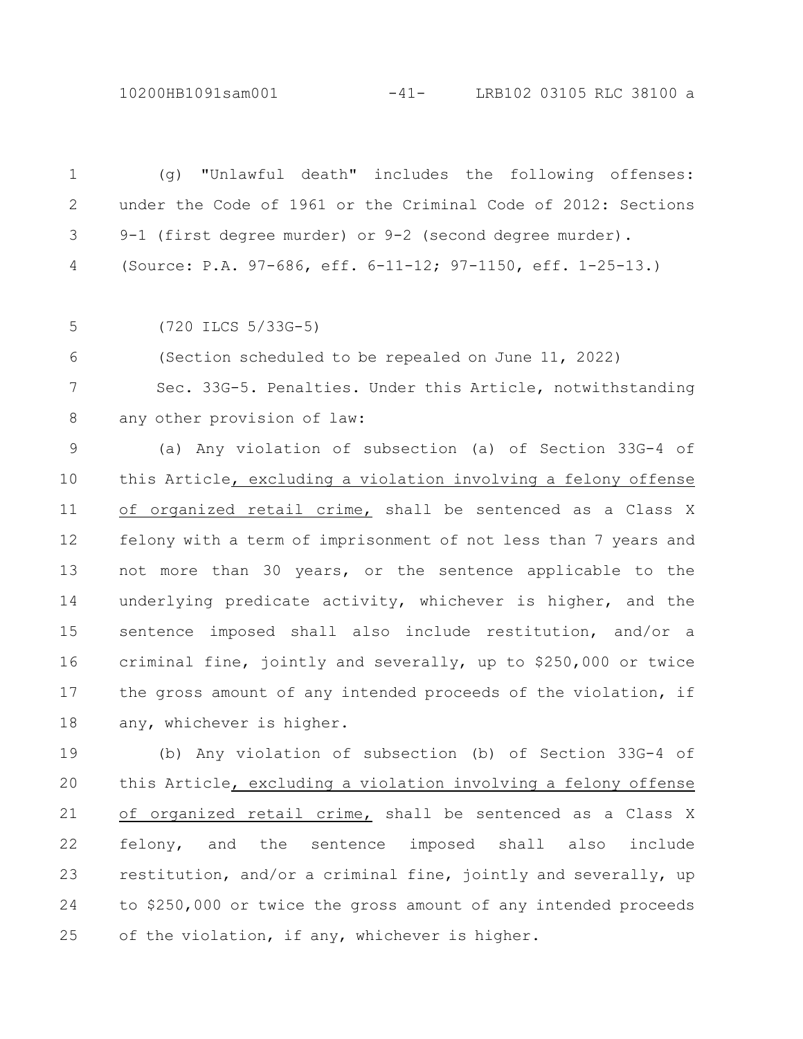(g) "Unlawful death" includes the following offenses: under the Code of 1961 or the Criminal Code of 2012: Sections 9-1 (first degree murder) or 9-2 (second degree murder).

(Source: P.A. 97-686, eff. 6-11-12; 97-1150, eff. 1-25-13.)

(720 ILCS 5/33G-5)

(Section scheduled to be repealed on June 11, 2022)

Sec. 33G-5. Penalties. Under this Article, notwithstanding any other provision of law:

(a) Any violation of subsection (a) of Section 33G-4 of this Article<u>, excluding a violation involving a felony offense of organized retail crime,</u> shall be sentenced as a Class X felony with a term of imprisonment of not less than 7 years and not more than 30 years, or the sentence applicable to the underlying predicate activity, whichever is higher, and the sentence imposed shall also include restitution, and/or a criminal fine, jointly and severally, up to $250,000 or twice the gross amount of any intended proceeds of the violation, if any, whichever is higher.

(b) Any violation of subsection (b) of Section 33G-4 of this Article<u>, excluding a violation involving a felony offense of organized retail crime,</u> shall be sentenced as a Class X felony, and the sentence imposed shall also include restitution, and/or a criminal fine, jointly and severally, up to $250,000 or twice the gross amount of any intended proceeds of the violation, if any, whichever is higher.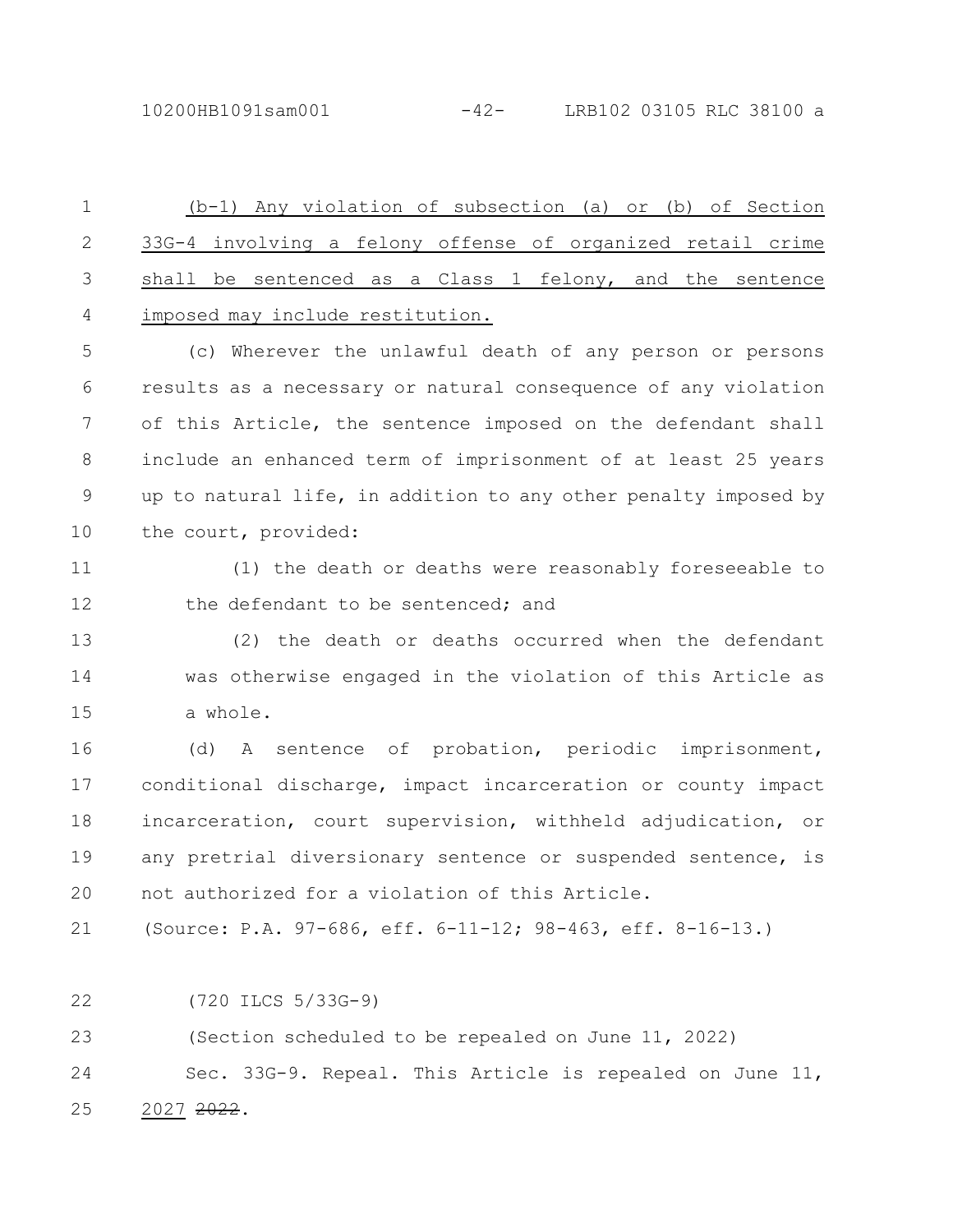(b-1) Any violation of subsection (a) or (b) of Section 33G-4 involving a felony offense of organized retail crime shall be sentenced as a Class 1 felony, and the sentence imposed may include restitution.

(c) Wherever the unlawful death of any person or persons results as a necessary or natural consequence of any violation of this Article, the sentence imposed on the defendant shall include an enhanced term of imprisonment of at least 25 years up to natural life, in addition to any other penalty imposed by the court, provided:

(1) the death or deaths were reasonably foreseeable to the defendant to be sentenced; and

(2) the death or deaths occurred when the defendant was otherwise engaged in the violation of this Article as a whole.

(d) A sentence of probation, periodic imprisonment, conditional discharge, impact incarceration or county impact incarceration, court supervision, withheld adjudication, or any pretrial diversionary sentence or suspended sentence, is not authorized for a violation of this Article.

(Source: P.A. 97-686, eff. 6-11-12; 98-463, eff. 8-16-13.)

(720 ILCS 5/33G-9)

(Section scheduled to be repealed on June 11, 2022)

Sec. 33G-9. Repeal. This Article is repealed on June 11, 2027 ~~2022~~.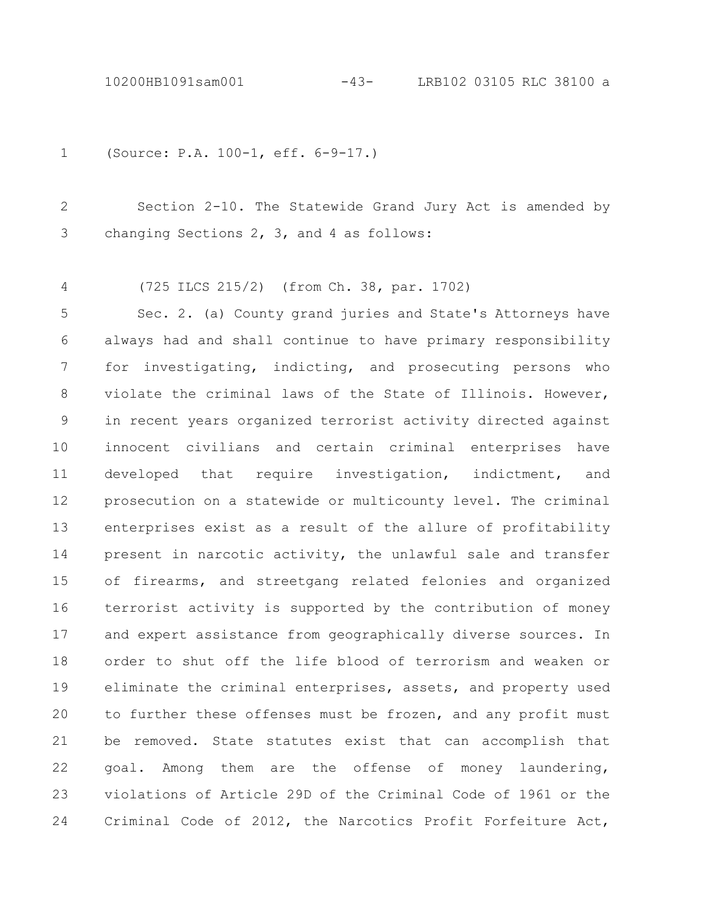(Source: P.A. 100-1, eff. 6-9-17.)

Section 2-10. The Statewide Grand Jury Act is amended by changing Sections 2, 3, and 4 as follows:

(725 ILCS 215/2) (from Ch. 38, par. 1702)

Sec. 2. (a) County grand juries and State's Attorneys have always had and shall continue to have primary responsibility for investigating, indicting, and prosecuting persons who violate the criminal laws of the State of Illinois. However, in recent years organized terrorist activity directed against innocent civilians and certain criminal enterprises have developed that require investigation, indictment, and prosecution on a statewide or multicounty level. The criminal enterprises exist as a result of the allure of profitability present in narcotic activity, the unlawful sale and transfer of firearms, and streetgang related felonies and organized terrorist activity is supported by the contribution of money and expert assistance from geographically diverse sources. In order to shut off the life blood of terrorism and weaken or eliminate the criminal enterprises, assets, and property used to further these offenses must be frozen, and any profit must be removed. State statutes exist that can accomplish that goal. Among them are the offense of money laundering, violations of Article 29D of the Criminal Code of 1961 or the Criminal Code of 2012, the Narcotics Profit Forfeiture Act,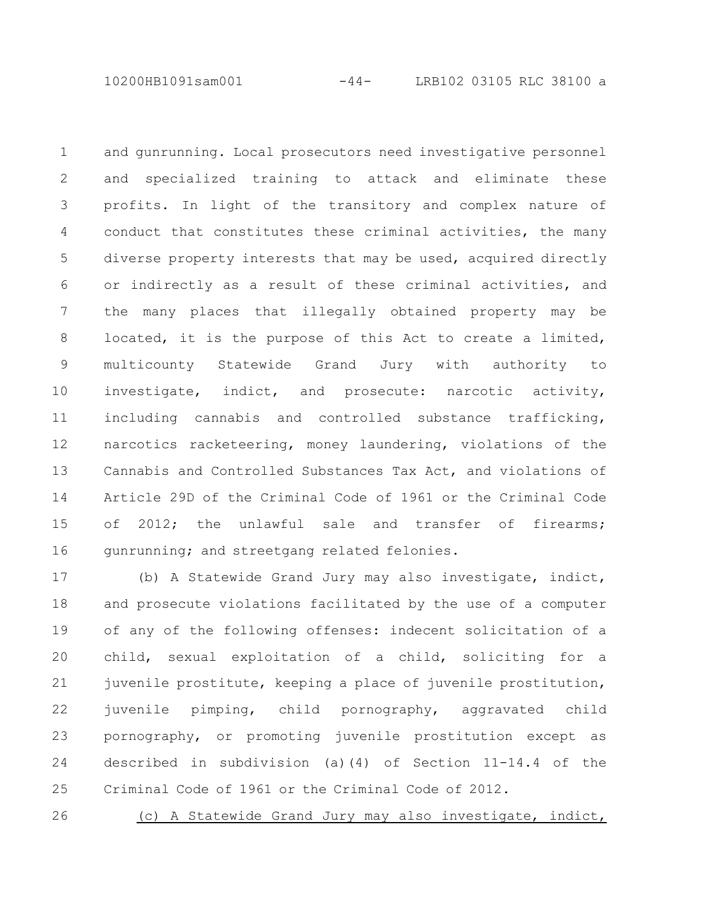and gunrunning. Local prosecutors need investigative personnel and specialized training to attack and eliminate these profits. In light of the transitory and complex nature of conduct that constitutes these criminal activities, the many diverse property interests that may be used, acquired directly or indirectly as a result of these criminal activities, and the many places that illegally obtained property may be located, it is the purpose of this Act to create a limited, multicounty Statewide Grand Jury with authority to investigate, indict, and prosecute: narcotic activity, including cannabis and controlled substance trafficking, narcotics racketeering, money laundering, violations of the Cannabis and Controlled Substances Tax Act, and violations of Article 29D of the Criminal Code of 1961 or the Criminal Code of 2012; the unlawful sale and transfer of firearms; gunrunning; and streetgang related felonies.

(b) A Statewide Grand Jury may also investigate, indict, and prosecute violations facilitated by the use of a computer of any of the following offenses: indecent solicitation of a child, sexual exploitation of a child, soliciting for a juvenile prostitute, keeping a place of juvenile prostitution, juvenile pimping, child pornography, aggravated child pornography, or promoting juvenile prostitution except as described in subdivision (a)(4) of Section 11-14.4 of the Criminal Code of 1961 or the Criminal Code of 2012.

<u>(c) A Statewide Grand Jury may also investigate, indict,</u>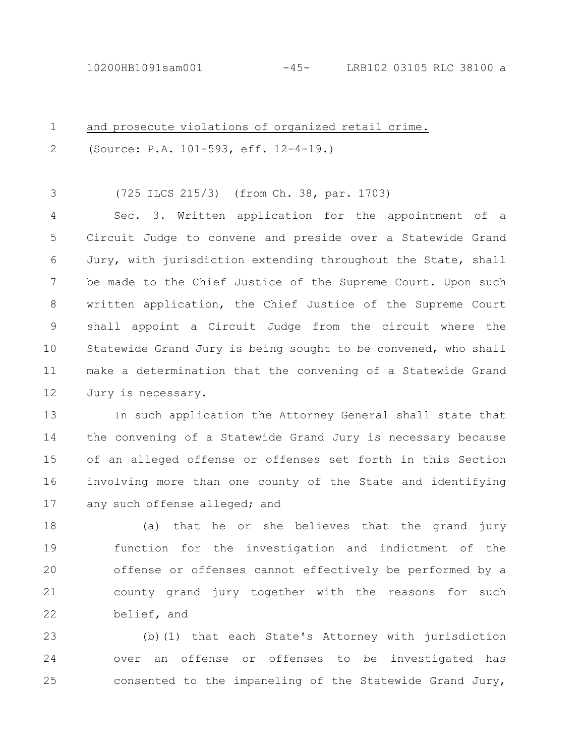<u>and prosecute violations of organized retail crime.</u>

(Source: P.A. 101-593, eff. 12-4-19.)

(725 ILCS 215/3) (from Ch. 38, par. 1703)

Sec. 3. Written application for the appointment of a Circuit Judge to convene and preside over a Statewide Grand Jury, with jurisdiction extending throughout the State, shall be made to the Chief Justice of the Supreme Court. Upon such written application, the Chief Justice of the Supreme Court shall appoint a Circuit Judge from the circuit where the Statewide Grand Jury is being sought to be convened, who shall make a determination that the convening of a Statewide Grand Jury is necessary.

In such application the Attorney General shall state that the convening of a Statewide Grand Jury is necessary because of an alleged offense or offenses set forth in this Section involving more than one county of the State and identifying any such offense alleged; and

(a) that he or she believes that the grand jury function for the investigation and indictment of the offense or offenses cannot effectively be performed by a county grand jury together with the reasons for such belief, and

(b)(1) that each State's Attorney with jurisdiction over an offense or offenses to be investigated has consented to the impaneling of the Statewide Grand Jury,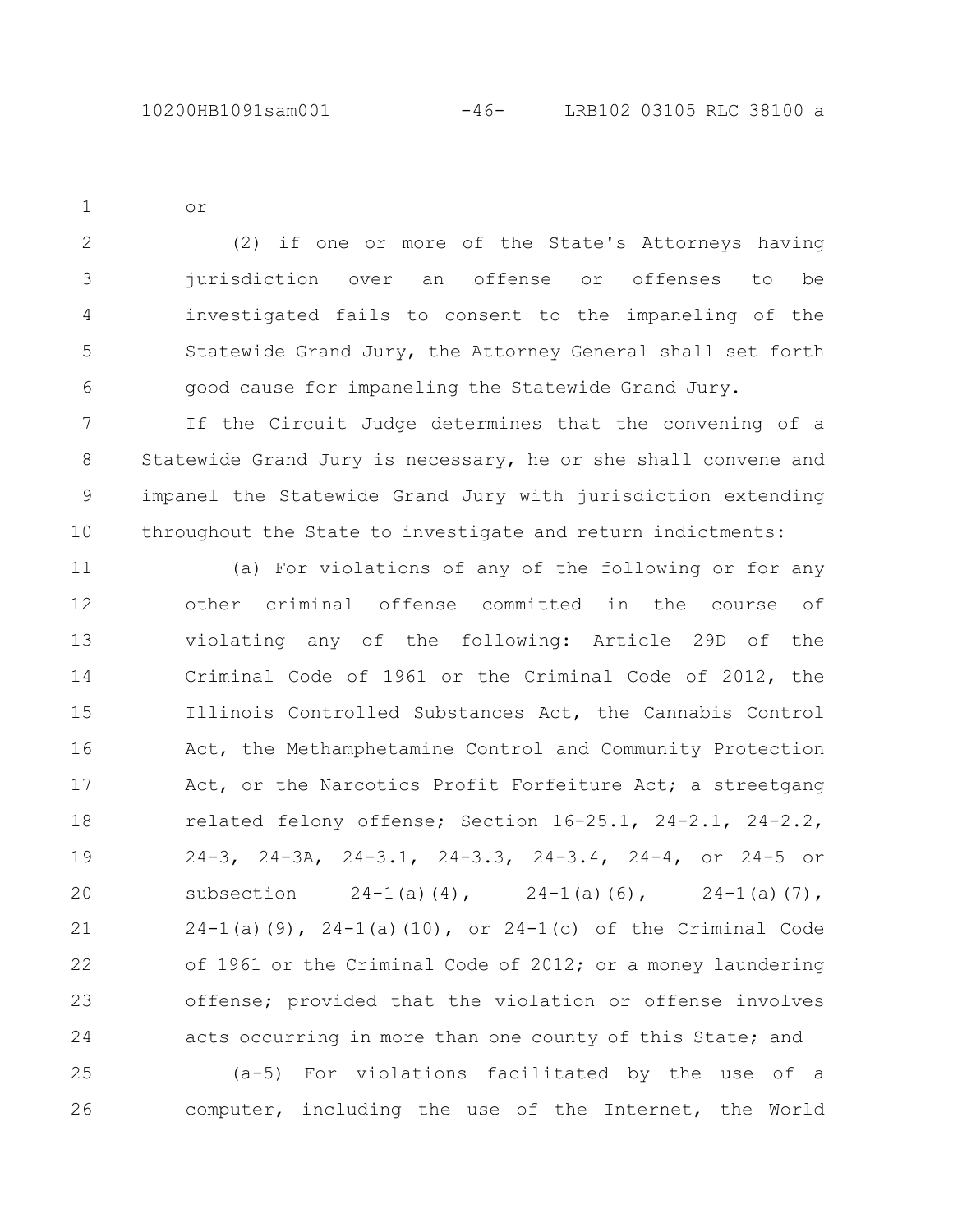or

(2) if one or more of the State's Attorneys having jurisdiction over an offense or offenses to be investigated fails to consent to the impaneling of the Statewide Grand Jury, the Attorney General shall set forth good cause for impaneling the Statewide Grand Jury.

If the Circuit Judge determines that the convening of a Statewide Grand Jury is necessary, he or she shall convene and impanel the Statewide Grand Jury with jurisdiction extending throughout the State to investigate and return indictments:

(a) For violations of any of the following or for any other criminal offense committed in the course of violating any of the following: Article 29D of the Criminal Code of 1961 or the Criminal Code of 2012, the Illinois Controlled Substances Act, the Cannabis Control Act, the Methamphetamine Control and Community Protection Act, or the Narcotics Profit Forfeiture Act; a streetgang related felony offense; Section 16-25.1, 24-2.1, 24-2.2, 24-3, 24-3A, 24-3.1, 24-3.3, 24-3.4, 24-4, or 24-5 or subsection 24-1(a)(4), 24-1(a)(6), 24-1(a)(7), 24-1(a)(9), 24-1(a)(10), or 24-1(c) of the Criminal Code of 1961 or the Criminal Code of 2012; or a money laundering offense; provided that the violation or offense involves acts occurring in more than one county of this State; and

(a-5) For violations facilitated by the use of a computer, including the use of the Internet, the World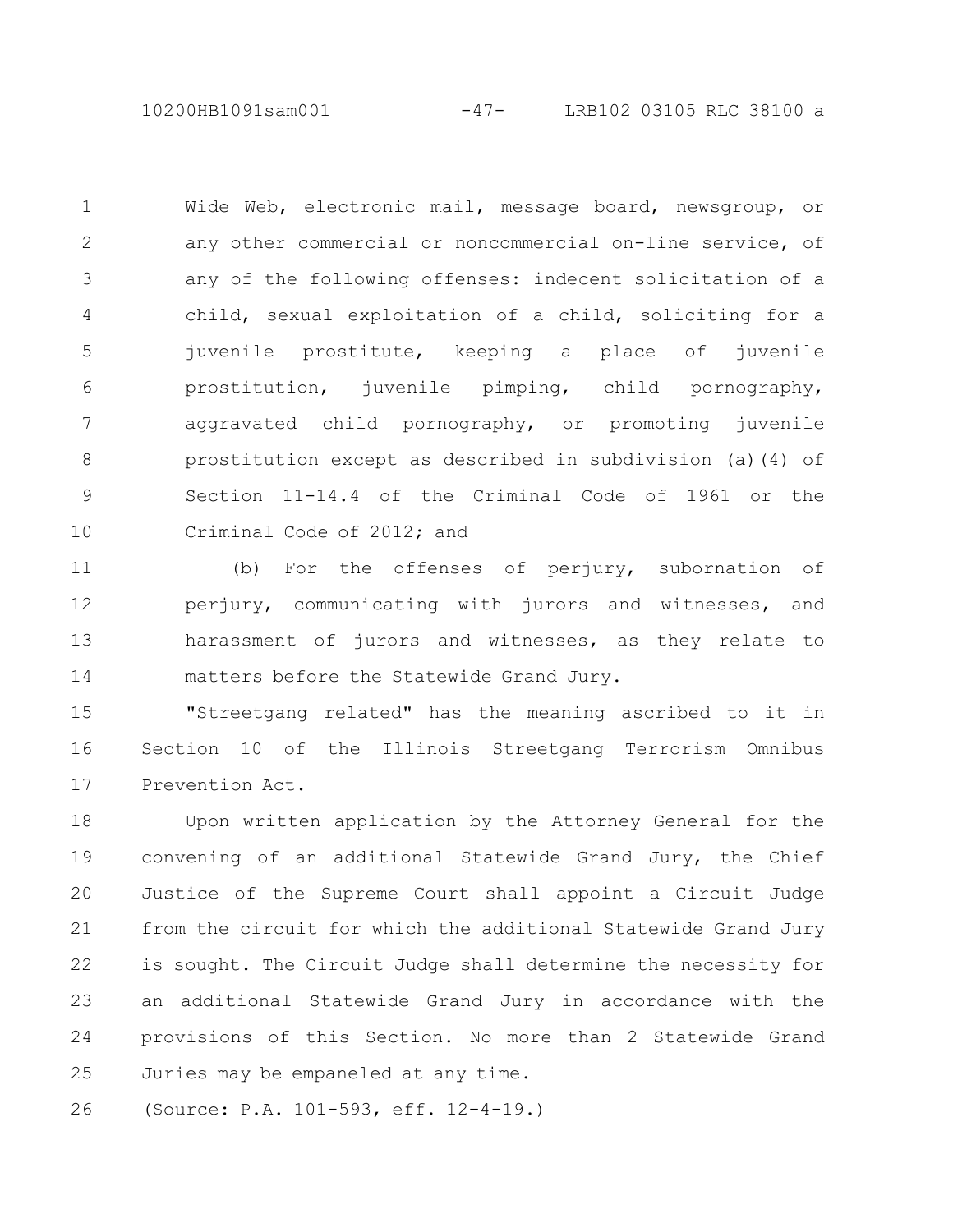Wide Web, electronic mail, message board, newsgroup, or any other commercial or noncommercial on-line service, of any of the following offenses: indecent solicitation of a child, sexual exploitation of a child, soliciting for a juvenile prostitute, keeping a place of juvenile prostitution, juvenile pimping, child pornography, aggravated child pornography, or promoting juvenile prostitution except as described in subdivision (a)(4) of Section 11-14.4 of the Criminal Code of 1961 or the Criminal Code of 2012; and

(b) For the offenses of perjury, subornation of perjury, communicating with jurors and witnesses, and harassment of jurors and witnesses, as they relate to matters before the Statewide Grand Jury.

"Streetgang related" has the meaning ascribed to it in Section 10 of the Illinois Streetgang Terrorism Omnibus Prevention Act.

Upon written application by the Attorney General for the convening of an additional Statewide Grand Jury, the Chief Justice of the Supreme Court shall appoint a Circuit Judge from the circuit for which the additional Statewide Grand Jury is sought. The Circuit Judge shall determine the necessity for an additional Statewide Grand Jury in accordance with the provisions of this Section. No more than 2 Statewide Grand Juries may be empaneled at any time.

(Source: P.A. 101-593, eff. 12-4-19.)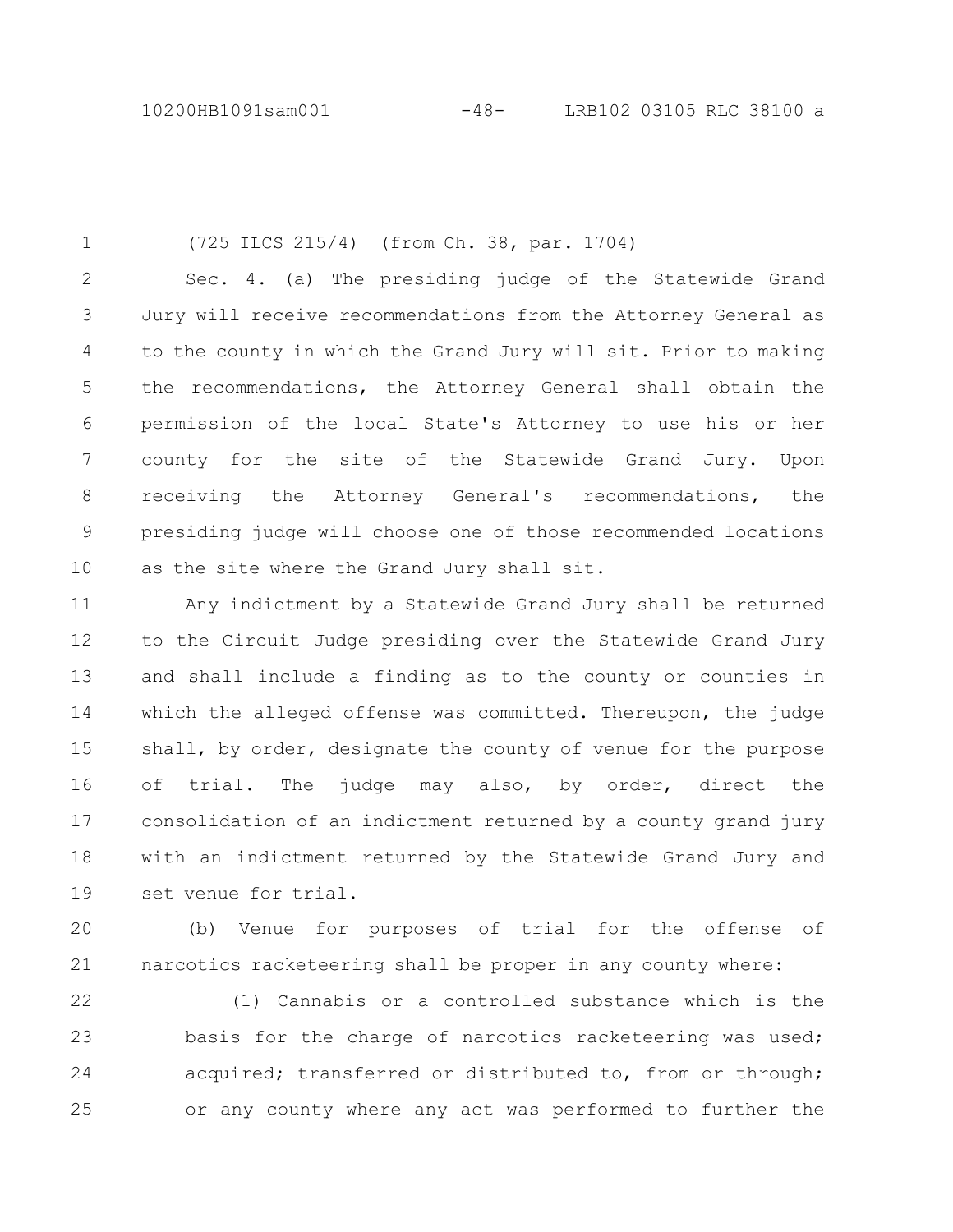(725 ILCS 215/4) (from Ch. 38, par. 1704)

Sec. 4. (a) The presiding judge of the Statewide Grand Jury will receive recommendations from the Attorney General as to the county in which the Grand Jury will sit. Prior to making the recommendations, the Attorney General shall obtain the permission of the local State's Attorney to use his or her county for the site of the Statewide Grand Jury. Upon receiving the Attorney General's recommendations, the presiding judge will choose one of those recommended locations as the site where the Grand Jury shall sit.

Any indictment by a Statewide Grand Jury shall be returned to the Circuit Judge presiding over the Statewide Grand Jury and shall include a finding as to the county or counties in which the alleged offense was committed. Thereupon, the judge shall, by order, designate the county of venue for the purpose of trial. The judge may also, by order, direct the consolidation of an indictment returned by a county grand jury with an indictment returned by the Statewide Grand Jury and set venue for trial.

(b) Venue for purposes of trial for the offense of narcotics racketeering shall be proper in any county where:

(1) Cannabis or a controlled substance which is the basis for the charge of narcotics racketeering was used; acquired; transferred or distributed to, from or through; or any county where any act was performed to further the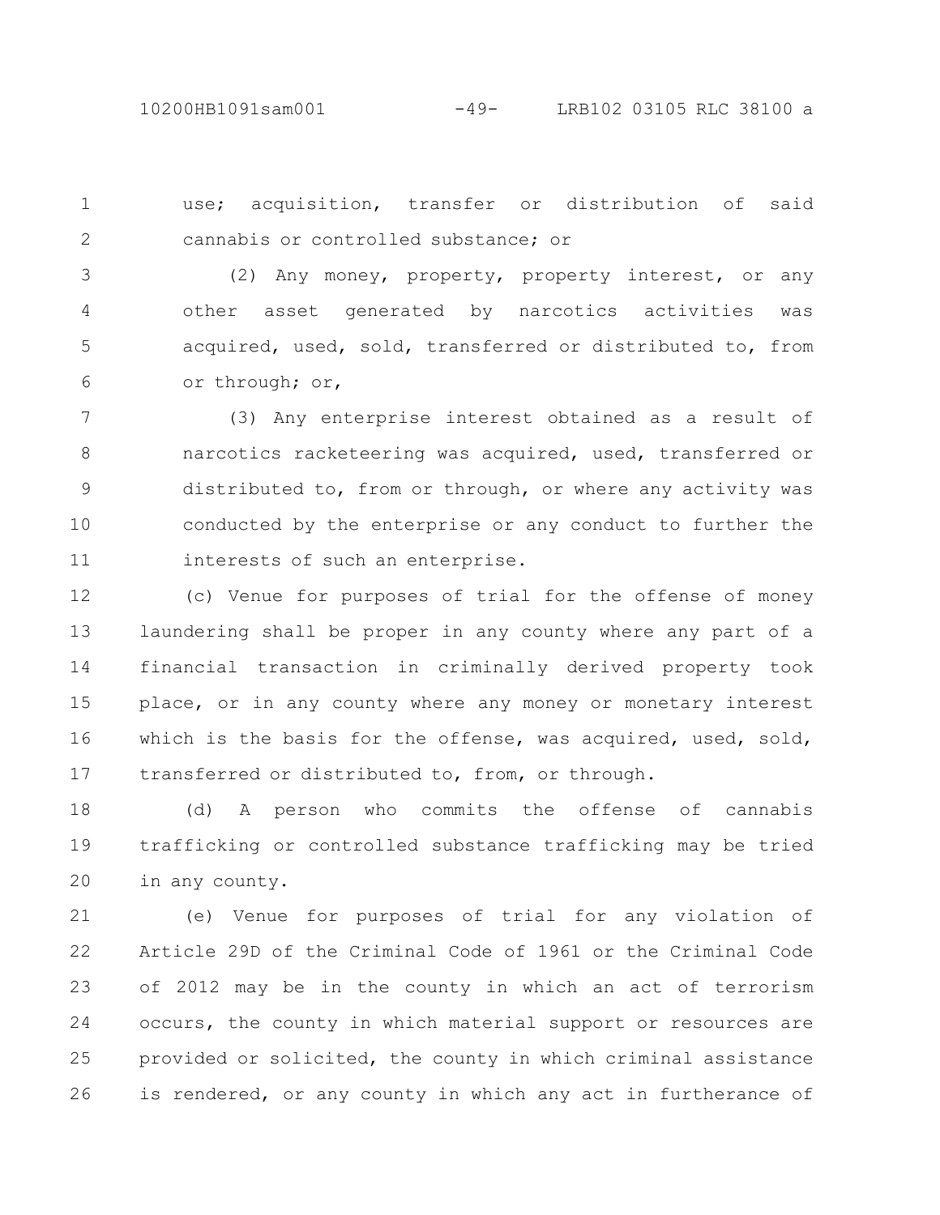use; acquisition, transfer or distribution of said cannabis or controlled substance; or

(2) Any money, property, property interest, or any other asset generated by narcotics activities was acquired, used, sold, transferred or distributed to, from or through; or,

(3) Any enterprise interest obtained as a result of narcotics racketeering was acquired, used, transferred or distributed to, from or through, or where any activity was conducted by the enterprise or any conduct to further the interests of such an enterprise.

(c) Venue for purposes of trial for the offense of money laundering shall be proper in any county where any part of a financial transaction in criminally derived property took place, or in any county where any money or monetary interest which is the basis for the offense, was acquired, used, sold, transferred or distributed to, from, or through.

(d) A person who commits the offense of cannabis trafficking or controlled substance trafficking may be tried in any county.

(e) Venue for purposes of trial for any violation of Article 29D of the Criminal Code of 1961 or the Criminal Code of 2012 may be in the county in which an act of terrorism occurs, the county in which material support or resources are provided or solicited, the county in which criminal assistance is rendered, or any county in which any act in furtherance of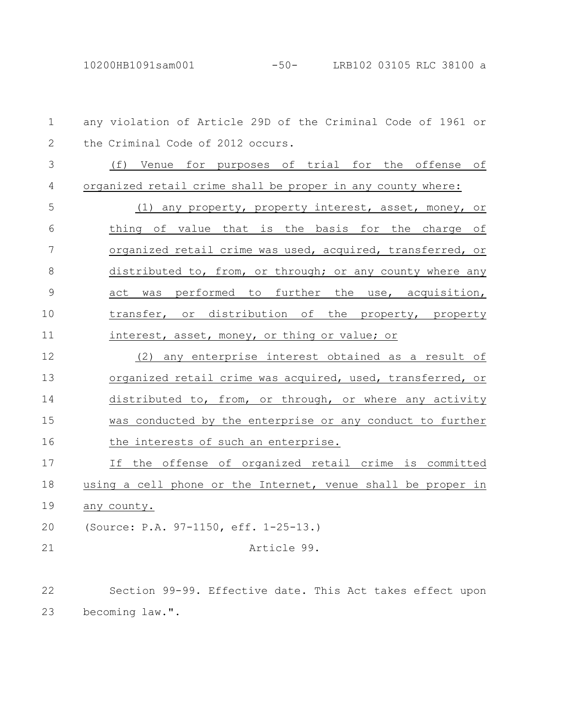any violation of Article 29D of the Criminal Code of 1961 or the Criminal Code of 2012 occurs.

(f) Venue for purposes of trial for the offense of organized retail crime shall be proper in any county where:

(1) any property, property interest, asset, money, or thing of value that is the basis for the charge of organized retail crime was used, acquired, transferred, or distributed to, from, or through; or any county where any act was performed to further the use, acquisition, transfer, or distribution of the property, property interest, asset, money, or thing or value; or

(2) any enterprise interest obtained as a result of organized retail crime was acquired, used, transferred, or distributed to, from, or through, or where any activity was conducted by the enterprise or any conduct to further the interests of such an enterprise.

If the offense of organized retail crime is committed using a cell phone or the Internet, venue shall be proper in any county.

(Source: P.A. 97-1150, eff. 1-25-13.)

Article 99.

Section 99-99. Effective date. This Act takes effect upon becoming law.".